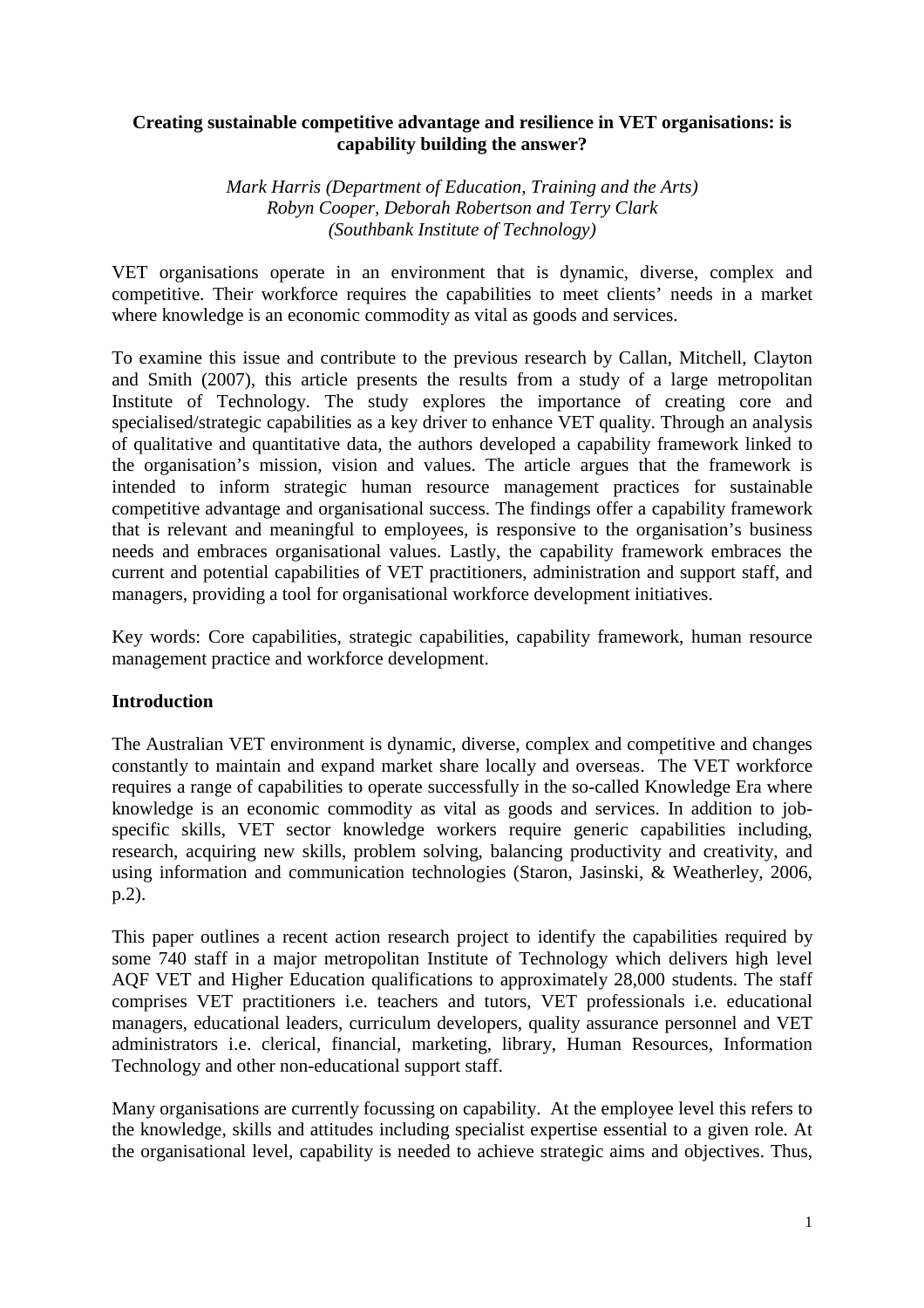**Creating sustainable competitive advantage and resilience in VET organisations: is capability building the answer?**

*Mark Harris (Department of Education, Training and the Arts)*
*Robyn Cooper, Deborah Robertson and Terry Clark*
*(Southbank Institute of Technology)*

VET organisations operate in an environment that is dynamic, diverse, complex and competitive. Their workforce requires the capabilities to meet clients' needs in a market where knowledge is an economic commodity as vital as goods and services.

To examine this issue and contribute to the previous research by Callan, Mitchell, Clayton and Smith (2007), this article presents the results from a study of a large metropolitan Institute of Technology. The study explores the importance of creating core and specialised/strategic capabilities as a key driver to enhance VET quality. Through an analysis of qualitative and quantitative data, the authors developed a capability framework linked to the organisation's mission, vision and values. The article argues that the framework is intended to inform strategic human resource management practices for sustainable competitive advantage and organisational success. The findings offer a capability framework that is relevant and meaningful to employees, is responsive to the organisation's business needs and embraces organisational values. Lastly, the capability framework embraces the current and potential capabilities of VET practitioners, administration and support staff, and managers, providing a tool for organisational workforce development initiatives.

Key words: Core capabilities, strategic capabilities, capability framework, human resource management practice and workforce development.

## Introduction

The Australian VET environment is dynamic, diverse, complex and competitive and changes constantly to maintain and expand market share locally and overseas. The VET workforce requires a range of capabilities to operate successfully in the so-called Knowledge Era where knowledge is an economic commodity as vital as goods and services. In addition to job-specific skills, VET sector knowledge workers require generic capabilities including, research, acquiring new skills, problem solving, balancing productivity and creativity, and using information and communication technologies (Staron, Jasinski, & Weatherley, 2006, p.2).

This paper outlines a recent action research project to identify the capabilities required by some 740 staff in a major metropolitan Institute of Technology which delivers high level AQF VET and Higher Education qualifications to approximately 28,000 students. The staff comprises VET practitioners i.e. teachers and tutors, VET professionals i.e. educational managers, educational leaders, curriculum developers, quality assurance personnel and VET administrators i.e. clerical, financial, marketing, library, Human Resources, Information Technology and other non-educational support staff.

Many organisations are currently focussing on capability. At the employee level this refers to the knowledge, skills and attitudes including specialist expertise essential to a given role. At the organisational level, capability is needed to achieve strategic aims and objectives. Thus,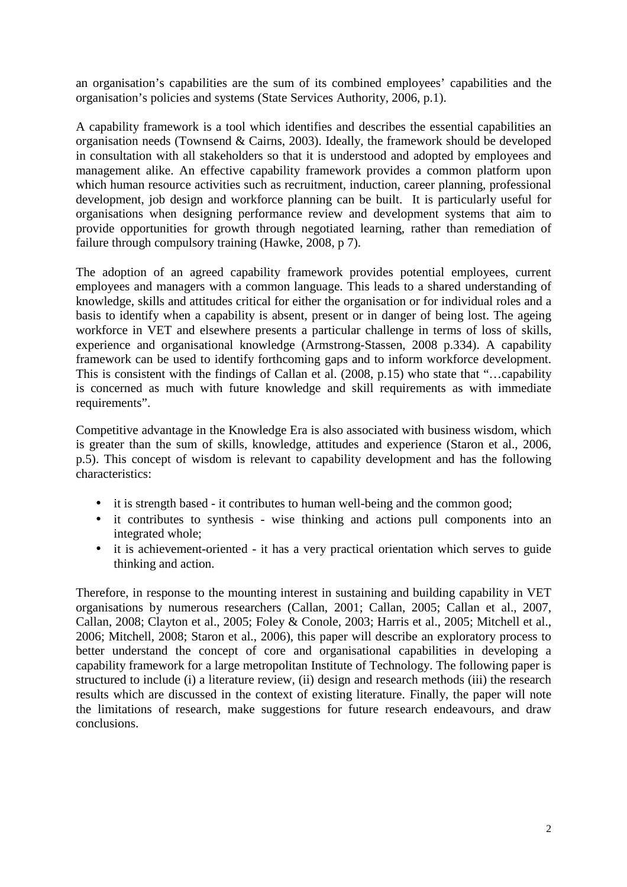an organisation's capabilities are the sum of its combined employees' capabilities and the organisation's policies and systems (State Services Authority, 2006, p.1).

A capability framework is a tool which identifies and describes the essential capabilities an organisation needs (Townsend & Cairns, 2003). Ideally, the framework should be developed in consultation with all stakeholders so that it is understood and adopted by employees and management alike. An effective capability framework provides a common platform upon which human resource activities such as recruitment, induction, career planning, professional development, job design and workforce planning can be built. It is particularly useful for organisations when designing performance review and development systems that aim to provide opportunities for growth through negotiated learning, rather than remediation of failure through compulsory training (Hawke, 2008, p 7).

The adoption of an agreed capability framework provides potential employees, current employees and managers with a common language. This leads to a shared understanding of knowledge, skills and attitudes critical for either the organisation or for individual roles and a basis to identify when a capability is absent, present or in danger of being lost. The ageing workforce in VET and elsewhere presents a particular challenge in terms of loss of skills, experience and organisational knowledge (Armstrong-Stassen, 2008 p.334). A capability framework can be used to identify forthcoming gaps and to inform workforce development. This is consistent with the findings of Callan et al. (2008, p.15) who state that "…capability is concerned as much with future knowledge and skill requirements as with immediate requirements".

Competitive advantage in the Knowledge Era is also associated with business wisdom, which is greater than the sum of skills, knowledge, attitudes and experience (Staron et al., 2006, p.5). This concept of wisdom is relevant to capability development and has the following characteristics:

- it is strength based - it contributes to human well-being and the common good;
- it contributes to synthesis - wise thinking and actions pull components into an integrated whole;
- it is achievement-oriented - it has a very practical orientation which serves to guide thinking and action.

Therefore, in response to the mounting interest in sustaining and building capability in VET organisations by numerous researchers (Callan, 2001; Callan, 2005; Callan et al., 2007, Callan, 2008; Clayton et al., 2005; Foley & Conole, 2003; Harris et al., 2005; Mitchell et al., 2006; Mitchell, 2008; Staron et al., 2006), this paper will describe an exploratory process to better understand the concept of core and organisational capabilities in developing a capability framework for a large metropolitan Institute of Technology. The following paper is structured to include (i) a literature review, (ii) design and research methods (iii) the research results which are discussed in the context of existing literature. Finally, the paper will note the limitations of research, make suggestions for future research endeavours, and draw conclusions.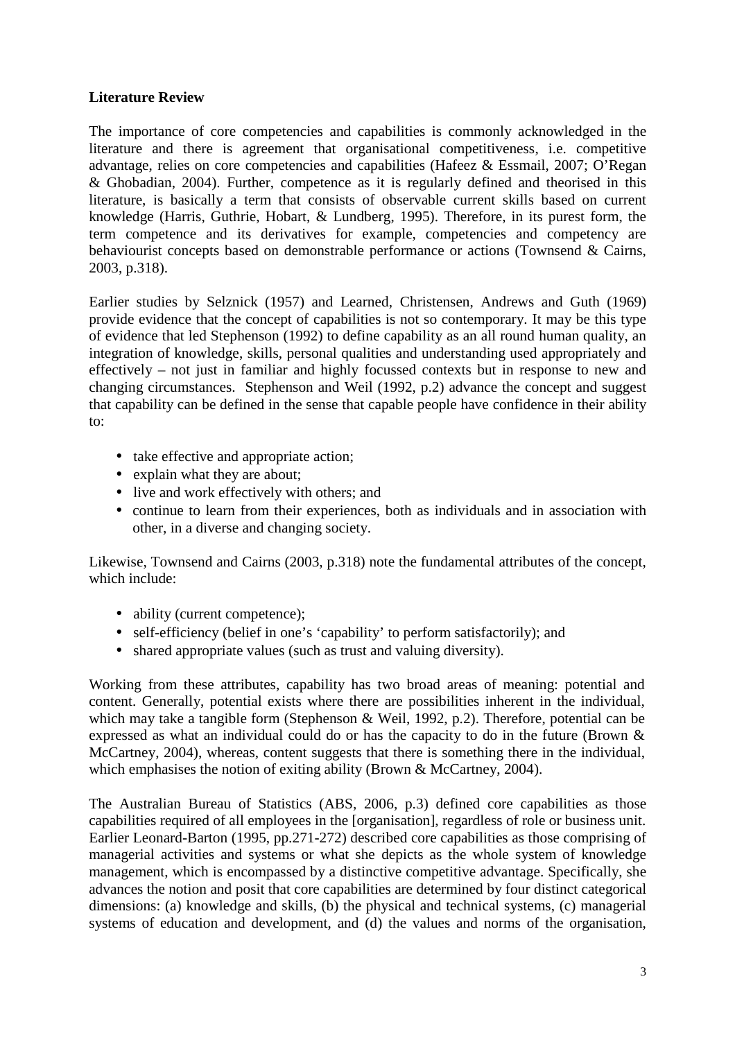**Literature Review**

The importance of core competencies and capabilities is commonly acknowledged in the literature and there is agreement that organisational competitiveness, i.e. competitive advantage, relies on core competencies and capabilities (Hafeez & Essmail, 2007; O'Regan & Ghobadian, 2004). Further, competence as it is regularly defined and theorised in this literature, is basically a term that consists of observable current skills based on current knowledge (Harris, Guthrie, Hobart, & Lundberg, 1995). Therefore, in its purest form, the term competence and its derivatives for example, competencies and competency are behaviourist concepts based on demonstrable performance or actions (Townsend & Cairns, 2003, p.318).

Earlier studies by Selznick (1957) and Learned, Christensen, Andrews and Guth (1969) provide evidence that the concept of capabilities is not so contemporary. It may be this type of evidence that led Stephenson (1992) to define capability as an all round human quality, an integration of knowledge, skills, personal qualities and understanding used appropriately and effectively – not just in familiar and highly focussed contexts but in response to new and changing circumstances. Stephenson and Weil (1992, p.2) advance the concept and suggest that capability can be defined in the sense that capable people have confidence in their ability to:

- take effective and appropriate action;
- explain what they are about;
- live and work effectively with others; and
- continue to learn from their experiences, both as individuals and in association with other, in a diverse and changing society.

Likewise, Townsend and Cairns (2003, p.318) note the fundamental attributes of the concept, which include:

- ability (current competence);
- self-efficiency (belief in one's 'capability' to perform satisfactorily); and
- shared appropriate values (such as trust and valuing diversity).

Working from these attributes, capability has two broad areas of meaning: potential and content. Generally, potential exists where there are possibilities inherent in the individual, which may take a tangible form (Stephenson & Weil, 1992, p.2). Therefore, potential can be expressed as what an individual could do or has the capacity to do in the future (Brown & McCartney, 2004), whereas, content suggests that there is something there in the individual, which emphasises the notion of exiting ability (Brown & McCartney, 2004).

The Australian Bureau of Statistics (ABS, 2006, p.3) defined core capabilities as those capabilities required of all employees in the [organisation], regardless of role or business unit. Earlier Leonard-Barton (1995, pp.271-272) described core capabilities as those comprising of managerial activities and systems or what she depicts as the whole system of knowledge management, which is encompassed by a distinctive competitive advantage. Specifically, she advances the notion and posit that core capabilities are determined by four distinct categorical dimensions: (a) knowledge and skills, (b) the physical and technical systems, (c) managerial systems of education and development, and (d) the values and norms of the organisation,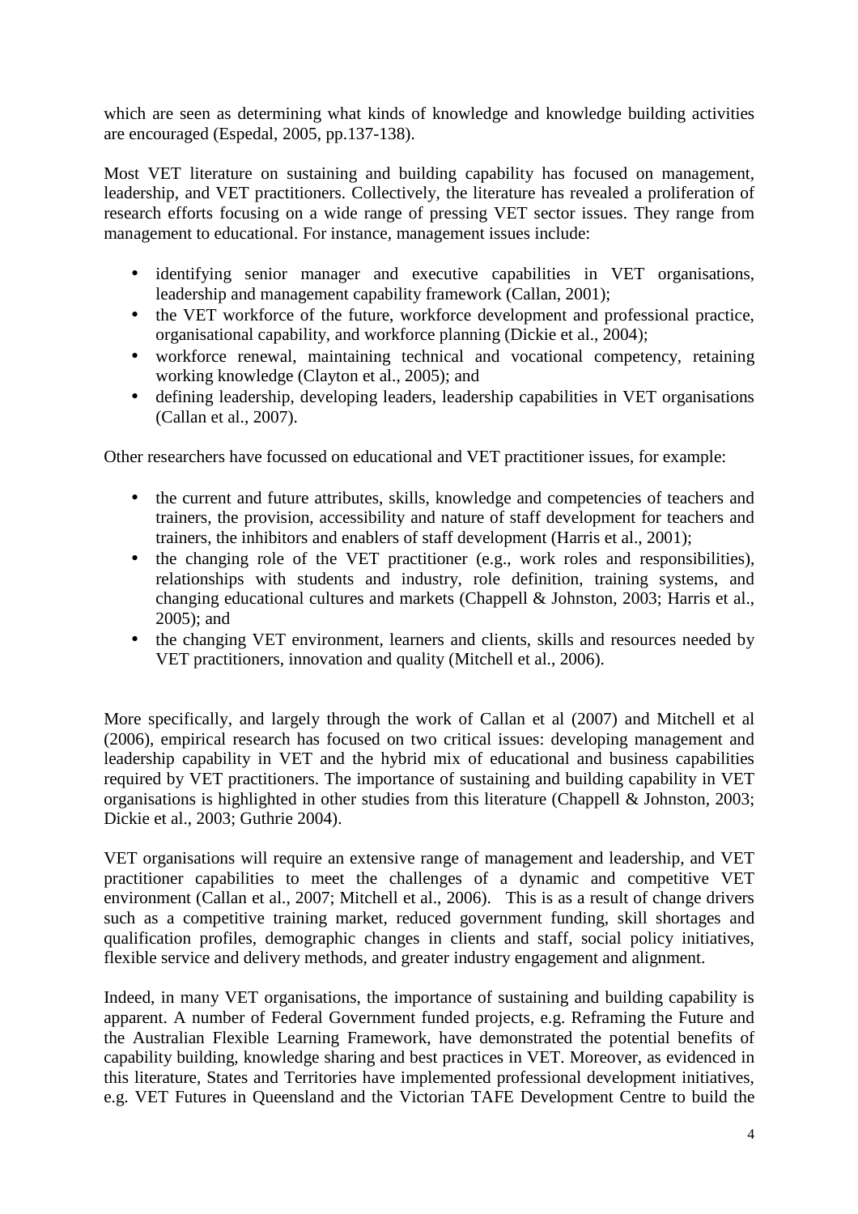which are seen as determining what kinds of knowledge and knowledge building activities are encouraged (Espedal, 2005, pp.137-138).

Most VET literature on sustaining and building capability has focused on management, leadership, and VET practitioners. Collectively, the literature has revealed a proliferation of research efforts focusing on a wide range of pressing VET sector issues. They range from management to educational. For instance, management issues include:

- identifying senior manager and executive capabilities in VET organisations, leadership and management capability framework (Callan, 2001);
- the VET workforce of the future, workforce development and professional practice, organisational capability, and workforce planning (Dickie et al., 2004);
- workforce renewal, maintaining technical and vocational competency, retaining working knowledge (Clayton et al., 2005); and
- defining leadership, developing leaders, leadership capabilities in VET organisations (Callan et al., 2007).

Other researchers have focussed on educational and VET practitioner issues, for example:

- the current and future attributes, skills, knowledge and competencies of teachers and trainers, the provision, accessibility and nature of staff development for teachers and trainers, the inhibitors and enablers of staff development (Harris et al., 2001);
- the changing role of the VET practitioner (e.g., work roles and responsibilities), relationships with students and industry, role definition, training systems, and changing educational cultures and markets (Chappell & Johnston, 2003; Harris et al., 2005); and
- the changing VET environment, learners and clients, skills and resources needed by VET practitioners, innovation and quality (Mitchell et al., 2006).

More specifically, and largely through the work of Callan et al (2007) and Mitchell et al (2006), empirical research has focused on two critical issues: developing management and leadership capability in VET and the hybrid mix of educational and business capabilities required by VET practitioners. The importance of sustaining and building capability in VET organisations is highlighted in other studies from this literature (Chappell & Johnston, 2003; Dickie et al., 2003; Guthrie 2004).

VET organisations will require an extensive range of management and leadership, and VET practitioner capabilities to meet the challenges of a dynamic and competitive VET environment (Callan et al., 2007; Mitchell et al., 2006). This is as a result of change drivers such as a competitive training market, reduced government funding, skill shortages and qualification profiles, demographic changes in clients and staff, social policy initiatives, flexible service and delivery methods, and greater industry engagement and alignment.

Indeed, in many VET organisations, the importance of sustaining and building capability is apparent. A number of Federal Government funded projects, e.g. Reframing the Future and the Australian Flexible Learning Framework, have demonstrated the potential benefits of capability building, knowledge sharing and best practices in VET. Moreover, as evidenced in this literature, States and Territories have implemented professional development initiatives, e.g. VET Futures in Queensland and the Victorian TAFE Development Centre to build the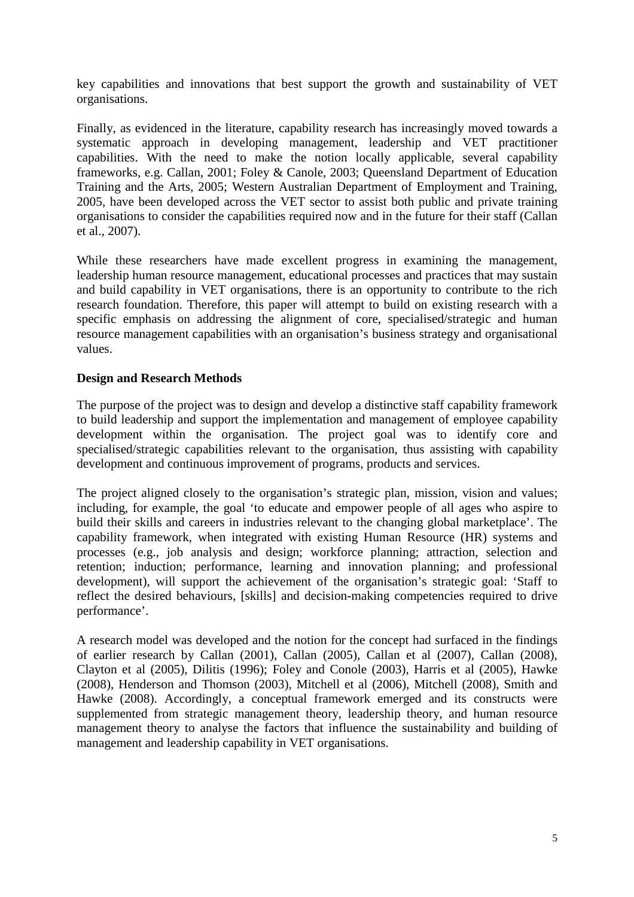key capabilities and innovations that best support the growth and sustainability of VET organisations.

Finally, as evidenced in the literature, capability research has increasingly moved towards a systematic approach in developing management, leadership and VET practitioner capabilities. With the need to make the notion locally applicable, several capability frameworks, e.g. Callan, 2001; Foley & Canole, 2003; Queensland Department of Education Training and the Arts, 2005; Western Australian Department of Employment and Training, 2005, have been developed across the VET sector to assist both public and private training organisations to consider the capabilities required now and in the future for their staff (Callan et al., 2007).

While these researchers have made excellent progress in examining the management, leadership human resource management, educational processes and practices that may sustain and build capability in VET organisations, there is an opportunity to contribute to the rich research foundation. Therefore, this paper will attempt to build on existing research with a specific emphasis on addressing the alignment of core, specialised/strategic and human resource management capabilities with an organisation's business strategy and organisational values.

**Design and Research Methods**

The purpose of the project was to design and develop a distinctive staff capability framework to build leadership and support the implementation and management of employee capability development within the organisation. The project goal was to identify core and specialised/strategic capabilities relevant to the organisation, thus assisting with capability development and continuous improvement of programs, products and services.

The project aligned closely to the organisation's strategic plan, mission, vision and values; including, for example, the goal 'to educate and empower people of all ages who aspire to build their skills and careers in industries relevant to the changing global marketplace'. The capability framework, when integrated with existing Human Resource (HR) systems and processes (e.g., job analysis and design; workforce planning; attraction, selection and retention; induction; performance, learning and innovation planning; and professional development), will support the achievement of the organisation's strategic goal: 'Staff to reflect the desired behaviours, [skills] and decision-making competencies required to drive performance'.

A research model was developed and the notion for the concept had surfaced in the findings of earlier research by Callan (2001), Callan (2005), Callan et al (2007), Callan (2008), Clayton et al (2005), Dilitis (1996); Foley and Conole (2003), Harris et al (2005), Hawke (2008), Henderson and Thomson (2003), Mitchell et al (2006), Mitchell (2008), Smith and Hawke (2008). Accordingly, a conceptual framework emerged and its constructs were supplemented from strategic management theory, leadership theory, and human resource management theory to analyse the factors that influence the sustainability and building of management and leadership capability in VET organisations.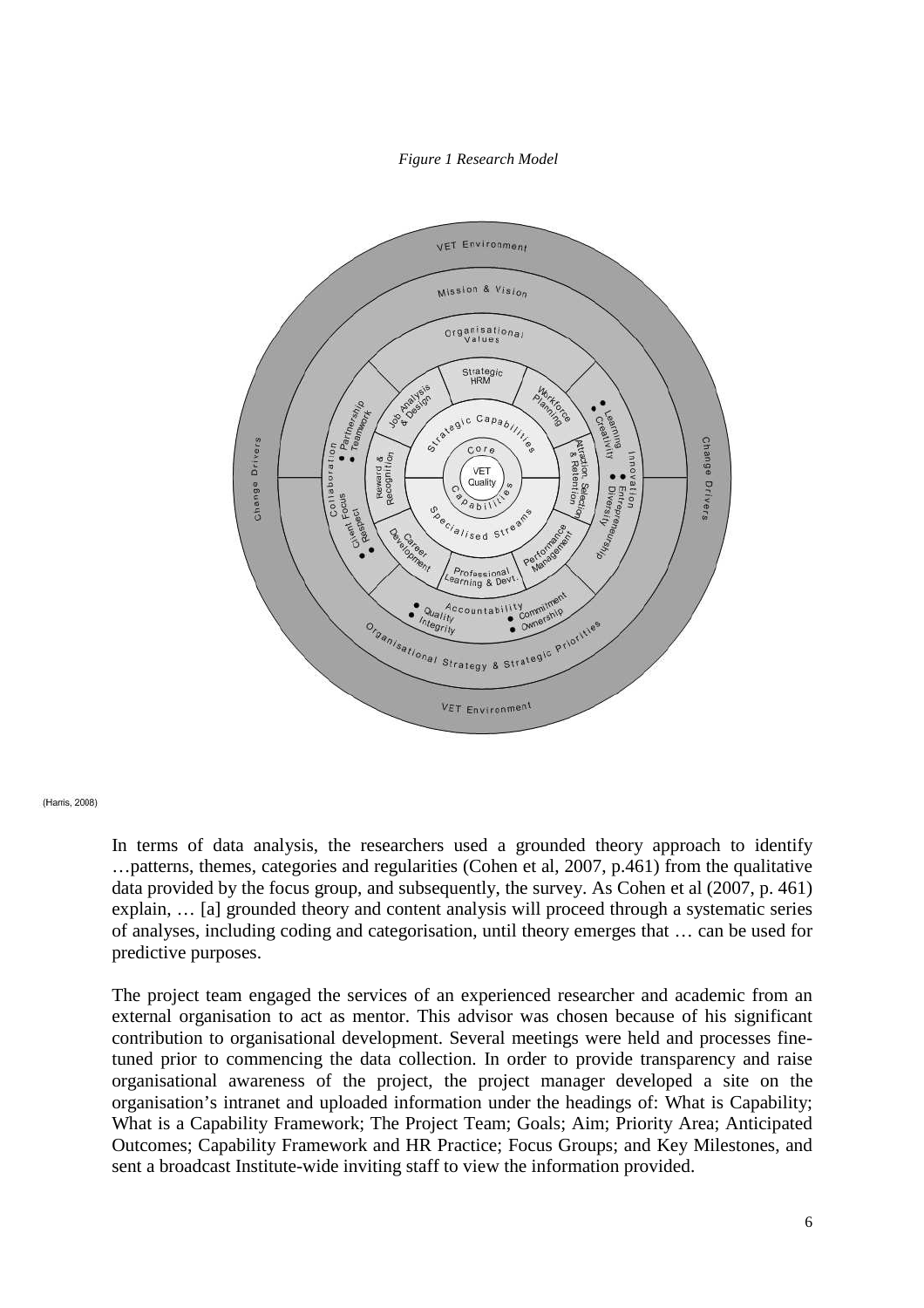*Figure 1 Research Model*

(Harris, 2008)

In terms of data analysis, the researchers used a grounded theory approach to identify …patterns, themes, categories and regularities (Cohen et al, 2007, p.461) from the qualitative data provided by the focus group, and subsequently, the survey. As Cohen et al (2007, p. 461) explain, … [a] grounded theory and content analysis will proceed through a systematic series of analyses, including coding and categorisation, until theory emerges that … can be used for predictive purposes.

The project team engaged the services of an experienced researcher and academic from an external organisation to act as mentor. This advisor was chosen because of his significant contribution to organisational development. Several meetings were held and processes fine-tuned prior to commencing the data collection. In order to provide transparency and raise organisational awareness of the project, the project manager developed a site on the organisation's intranet and uploaded information under the headings of: What is Capability; What is a Capability Framework; The Project Team; Goals; Aim; Priority Area; Anticipated Outcomes; Capability Framework and HR Practice; Focus Groups; and Key Milestones, and sent a broadcast Institute-wide inviting staff to view the information provided.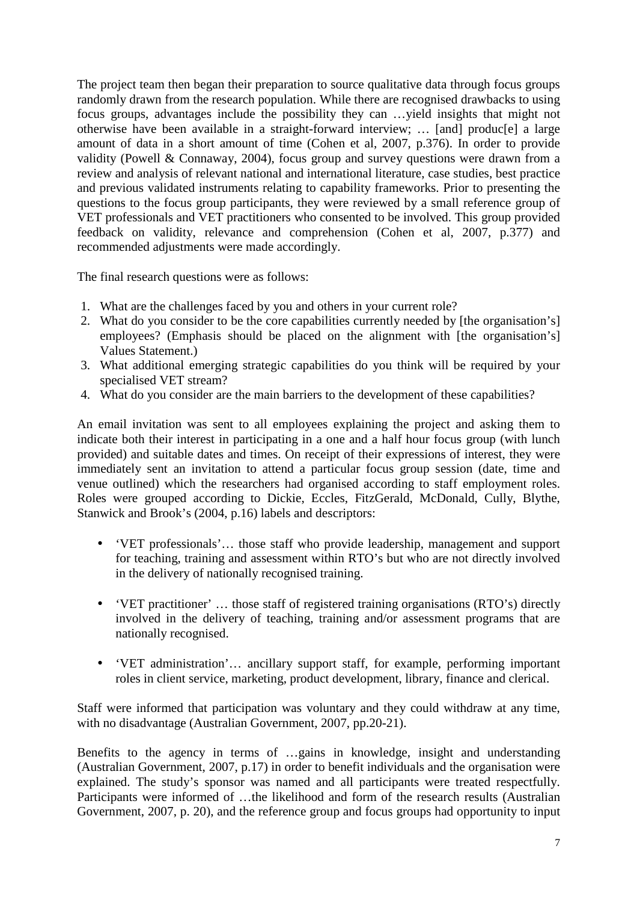The project team then began their preparation to source qualitative data through focus groups randomly drawn from the research population. While there are recognised drawbacks to using focus groups, advantages include the possibility they can …yield insights that might not otherwise have been available in a straight-forward interview; … [and] produc[e] a large amount of data in a short amount of time (Cohen et al, 2007, p.376). In order to provide validity (Powell & Connaway, 2004), focus group and survey questions were drawn from a review and analysis of relevant national and international literature, case studies, best practice and previous validated instruments relating to capability frameworks. Prior to presenting the questions to the focus group participants, they were reviewed by a small reference group of VET professionals and VET practitioners who consented to be involved. This group provided feedback on validity, relevance and comprehension (Cohen et al, 2007, p.377) and recommended adjustments were made accordingly.

The final research questions were as follows:

1. What are the challenges faced by you and others in your current role?
2. What do you consider to be the core capabilities currently needed by [the organisation's] employees? (Emphasis should be placed on the alignment with [the organisation's] Values Statement.)
3. What additional emerging strategic capabilities do you think will be required by your specialised VET stream?
4. What do you consider are the main barriers to the development of these capabilities?

An email invitation was sent to all employees explaining the project and asking them to indicate both their interest in participating in a one and a half hour focus group (with lunch provided) and suitable dates and times. On receipt of their expressions of interest, they were immediately sent an invitation to attend a particular focus group session (date, time and venue outlined) which the researchers had organised according to staff employment roles. Roles were grouped according to Dickie, Eccles, FitzGerald, McDonald, Cully, Blythe, Stanwick and Brook's (2004, p.16) labels and descriptors:

- 'VET professionals'… those staff who provide leadership, management and support for teaching, training and assessment within RTO's but who are not directly involved in the delivery of nationally recognised training.
- 'VET practitioner' … those staff of registered training organisations (RTO's) directly involved in the delivery of teaching, training and/or assessment programs that are nationally recognised.
- 'VET administration'… ancillary support staff, for example, performing important roles in client service, marketing, product development, library, finance and clerical.

Staff were informed that participation was voluntary and they could withdraw at any time, with no disadvantage (Australian Government, 2007, pp.20-21).

Benefits to the agency in terms of …gains in knowledge, insight and understanding (Australian Government, 2007, p.17) in order to benefit individuals and the organisation were explained. The study's sponsor was named and all participants were treated respectfully. Participants were informed of …the likelihood and form of the research results (Australian Government, 2007, p. 20), and the reference group and focus groups had opportunity to input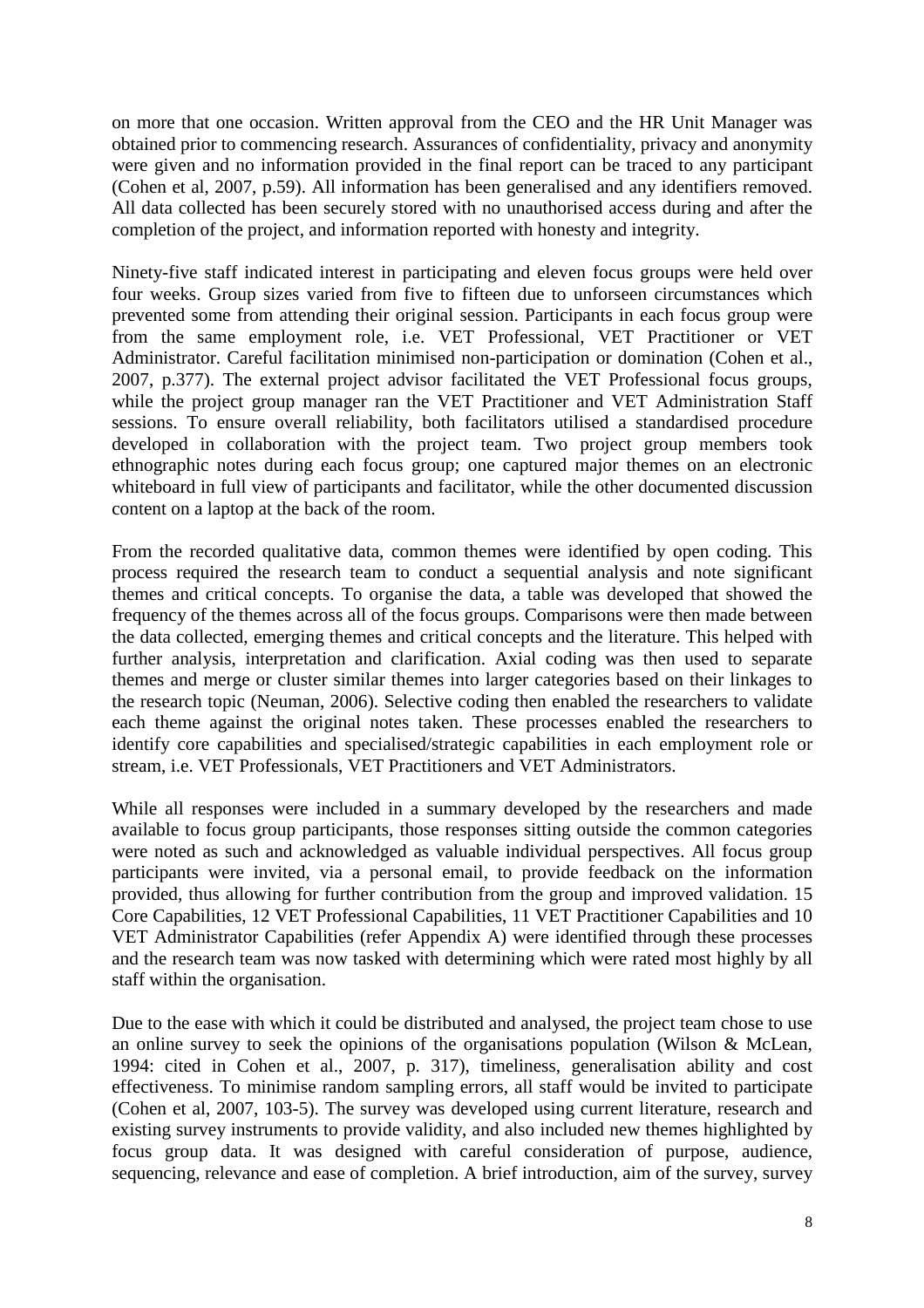on more that one occasion. Written approval from the CEO and the HR Unit Manager was obtained prior to commencing research. Assurances of confidentiality, privacy and anonymity were given and no information provided in the final report can be traced to any participant (Cohen et al, 2007, p.59). All information has been generalised and any identifiers removed. All data collected has been securely stored with no unauthorised access during and after the completion of the project, and information reported with honesty and integrity.

Ninety-five staff indicated interest in participating and eleven focus groups were held over four weeks. Group sizes varied from five to fifteen due to unforseen circumstances which prevented some from attending their original session. Participants in each focus group were from the same employment role, i.e. VET Professional, VET Practitioner or VET Administrator. Careful facilitation minimised non-participation or domination (Cohen et al., 2007, p.377). The external project advisor facilitated the VET Professional focus groups, while the project group manager ran the VET Practitioner and VET Administration Staff sessions. To ensure overall reliability, both facilitators utilised a standardised procedure developed in collaboration with the project team. Two project group members took ethnographic notes during each focus group; one captured major themes on an electronic whiteboard in full view of participants and facilitator, while the other documented discussion content on a laptop at the back of the room.

From the recorded qualitative data, common themes were identified by open coding. This process required the research team to conduct a sequential analysis and note significant themes and critical concepts. To organise the data, a table was developed that showed the frequency of the themes across all of the focus groups. Comparisons were then made between the data collected, emerging themes and critical concepts and the literature. This helped with further analysis, interpretation and clarification. Axial coding was then used to separate themes and merge or cluster similar themes into larger categories based on their linkages to the research topic (Neuman, 2006). Selective coding then enabled the researchers to validate each theme against the original notes taken. These processes enabled the researchers to identify core capabilities and specialised/strategic capabilities in each employment role or stream, i.e. VET Professionals, VET Practitioners and VET Administrators.

While all responses were included in a summary developed by the researchers and made available to focus group participants, those responses sitting outside the common categories were noted as such and acknowledged as valuable individual perspectives. All focus group participants were invited, via a personal email, to provide feedback on the information provided, thus allowing for further contribution from the group and improved validation. 15 Core Capabilities, 12 VET Professional Capabilities, 11 VET Practitioner Capabilities and 10 VET Administrator Capabilities (refer Appendix A) were identified through these processes and the research team was now tasked with determining which were rated most highly by all staff within the organisation.

Due to the ease with which it could be distributed and analysed, the project team chose to use an online survey to seek the opinions of the organisations population (Wilson & McLean, 1994: cited in Cohen et al., 2007, p. 317), timeliness, generalisation ability and cost effectiveness. To minimise random sampling errors, all staff would be invited to participate (Cohen et al, 2007, 103-5). The survey was developed using current literature, research and existing survey instruments to provide validity, and also included new themes highlighted by focus group data. It was designed with careful consideration of purpose, audience, sequencing, relevance and ease of completion. A brief introduction, aim of the survey, survey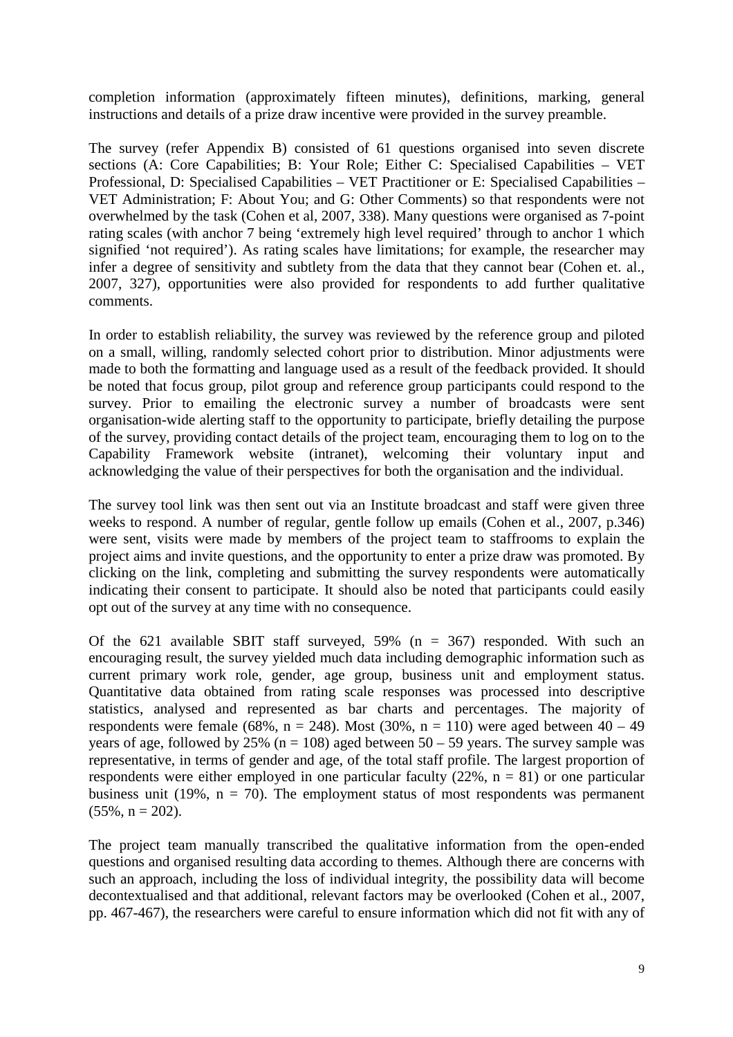completion information (approximately fifteen minutes), definitions, marking, general instructions and details of a prize draw incentive were provided in the survey preamble.

The survey (refer Appendix B) consisted of 61 questions organised into seven discrete sections (A: Core Capabilities; B: Your Role; Either C: Specialised Capabilities – VET Professional, D: Specialised Capabilities – VET Practitioner or E: Specialised Capabilities – VET Administration; F: About You; and G: Other Comments) so that respondents were not overwhelmed by the task (Cohen et al, 2007, 338). Many questions were organised as 7-point rating scales (with anchor 7 being 'extremely high level required' through to anchor 1 which signified 'not required'). As rating scales have limitations; for example, the researcher may infer a degree of sensitivity and subtlety from the data that they cannot bear (Cohen et. al., 2007, 327), opportunities were also provided for respondents to add further qualitative comments.

In order to establish reliability, the survey was reviewed by the reference group and piloted on a small, willing, randomly selected cohort prior to distribution. Minor adjustments were made to both the formatting and language used as a result of the feedback provided. It should be noted that focus group, pilot group and reference group participants could respond to the survey. Prior to emailing the electronic survey a number of broadcasts were sent organisation-wide alerting staff to the opportunity to participate, briefly detailing the purpose of the survey, providing contact details of the project team, encouraging them to log on to the Capability Framework website (intranet), welcoming their voluntary input and acknowledging the value of their perspectives for both the organisation and the individual.

The survey tool link was then sent out via an Institute broadcast and staff were given three weeks to respond. A number of regular, gentle follow up emails (Cohen et al., 2007, p.346) were sent, visits were made by members of the project team to staffrooms to explain the project aims and invite questions, and the opportunity to enter a prize draw was promoted. By clicking on the link, completing and submitting the survey respondents were automatically indicating their consent to participate. It should also be noted that participants could easily opt out of the survey at any time with no consequence.

Of the 621 available SBIT staff surveyed, 59% (n = 367) responded. With such an encouraging result, the survey yielded much data including demographic information such as current primary work role, gender, age group, business unit and employment status. Quantitative data obtained from rating scale responses was processed into descriptive statistics, analysed and represented as bar charts and percentages. The majority of respondents were female (68%, n = 248). Most (30%, n = 110) were aged between 40 – 49 years of age, followed by 25% (n = 108) aged between 50 – 59 years. The survey sample was representative, in terms of gender and age, of the total staff profile. The largest proportion of respondents were either employed in one particular faculty (22%, n = 81) or one particular business unit (19%, n = 70). The employment status of most respondents was permanent (55%, n = 202).

The project team manually transcribed the qualitative information from the open-ended questions and organised resulting data according to themes. Although there are concerns with such an approach, including the loss of individual integrity, the possibility data will become decontextualised and that additional, relevant factors may be overlooked (Cohen et al., 2007, pp. 467-467), the researchers were careful to ensure information which did not fit with any of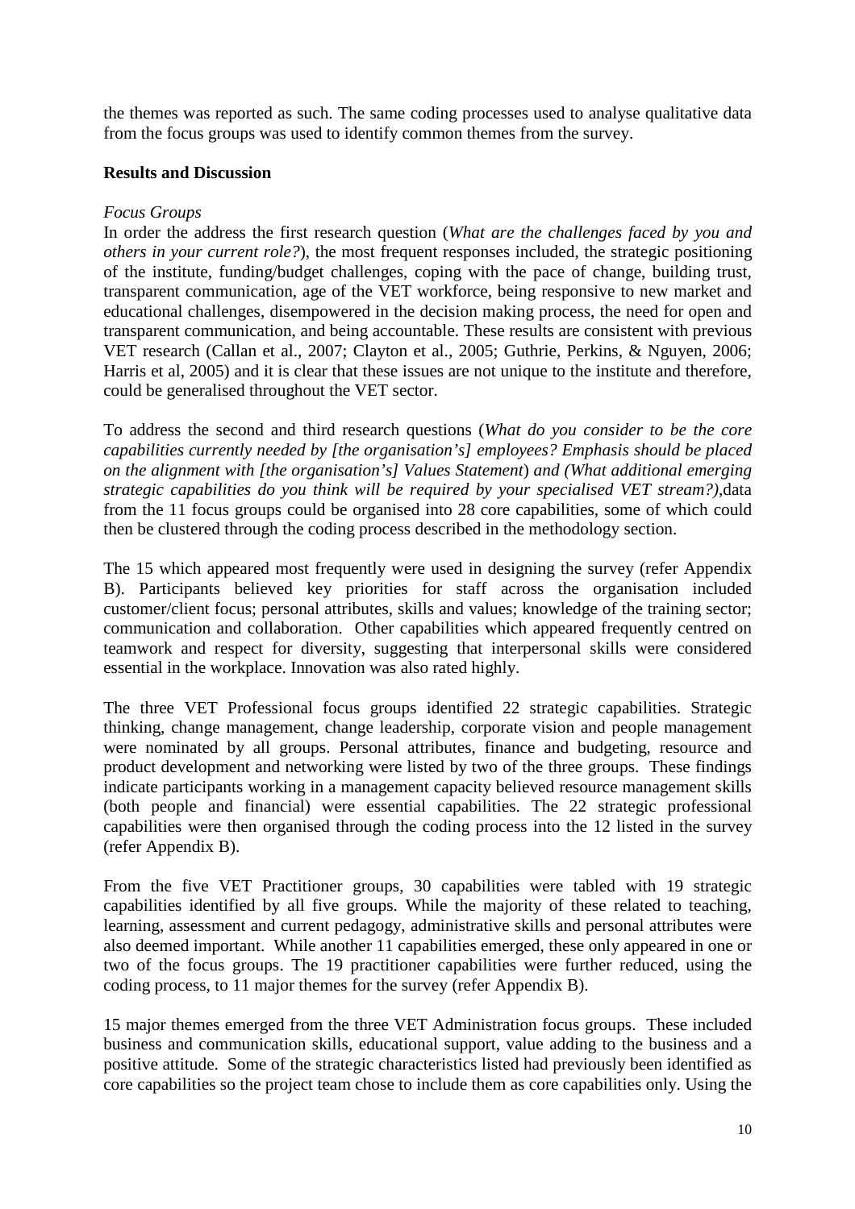the themes was reported as such. The same coding processes used to analyse qualitative data from the focus groups was used to identify common themes from the survey.

**Results and Discussion**

*Focus Groups*

In order the address the first research question (*What are the challenges faced by you and others in your current role?*), the most frequent responses included, the strategic positioning of the institute, funding/budget challenges, coping with the pace of change, building trust, transparent communication, age of the VET workforce, being responsive to new market and educational challenges, disempowered in the decision making process, the need for open and transparent communication, and being accountable. These results are consistent with previous VET research (Callan et al., 2007; Clayton et al., 2005; Guthrie, Perkins, & Nguyen, 2006; Harris et al, 2005) and it is clear that these issues are not unique to the institute and therefore, could be generalised throughout the VET sector.

To address the second and third research questions (*What do you consider to be the core capabilities currently needed by [the organisation's] employees? Emphasis should be placed on the alignment with [the organisation's] Values Statement*) *and (What additional emerging strategic capabilities do you think will be required by your specialised VET stream?)*,data from the 11 focus groups could be organised into 28 core capabilities, some of which could then be clustered through the coding process described in the methodology section.

The 15 which appeared most frequently were used in designing the survey (refer Appendix B). Participants believed key priorities for staff across the organisation included customer/client focus; personal attributes, skills and values; knowledge of the training sector; communication and collaboration. Other capabilities which appeared frequently centred on teamwork and respect for diversity, suggesting that interpersonal skills were considered essential in the workplace. Innovation was also rated highly.

The three VET Professional focus groups identified 22 strategic capabilities. Strategic thinking, change management, change leadership, corporate vision and people management were nominated by all groups. Personal attributes, finance and budgeting, resource and product development and networking were listed by two of the three groups. These findings indicate participants working in a management capacity believed resource management skills (both people and financial) were essential capabilities. The 22 strategic professional capabilities were then organised through the coding process into the 12 listed in the survey (refer Appendix B).

From the five VET Practitioner groups, 30 capabilities were tabled with 19 strategic capabilities identified by all five groups. While the majority of these related to teaching, learning, assessment and current pedagogy, administrative skills and personal attributes were also deemed important. While another 11 capabilities emerged, these only appeared in one or two of the focus groups. The 19 practitioner capabilities were further reduced, using the coding process, to 11 major themes for the survey (refer Appendix B).

15 major themes emerged from the three VET Administration focus groups. These included business and communication skills, educational support, value adding to the business and a positive attitude. Some of the strategic characteristics listed had previously been identified as core capabilities so the project team chose to include them as core capabilities only. Using the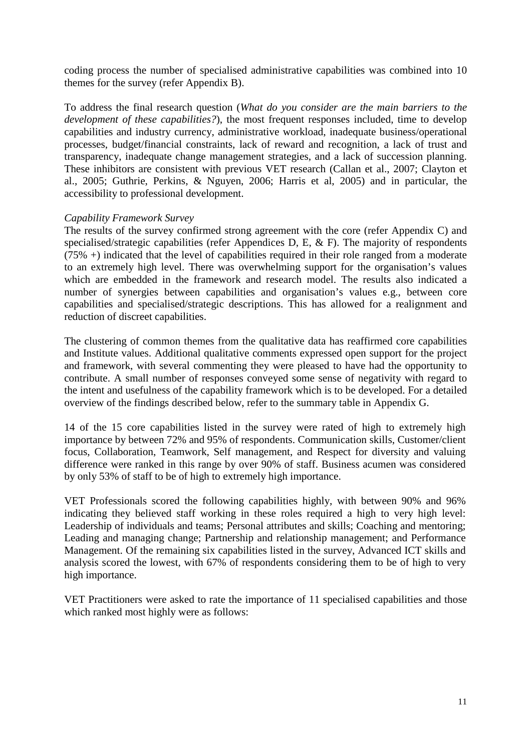coding process the number of specialised administrative capabilities was combined into 10 themes for the survey (refer Appendix B).

To address the final research question (*What do you consider are the main barriers to the development of these capabilities?*), the most frequent responses included, time to develop capabilities and industry currency, administrative workload, inadequate business/operational processes, budget/financial constraints, lack of reward and recognition, a lack of trust and transparency, inadequate change management strategies, and a lack of succession planning. These inhibitors are consistent with previous VET research (Callan et al., 2007; Clayton et al., 2005; Guthrie, Perkins, & Nguyen, 2006; Harris et al, 2005) and in particular, the accessibility to professional development.

*Capability Framework Survey*

The results of the survey confirmed strong agreement with the core (refer Appendix C) and specialised/strategic capabilities (refer Appendices D, E, & F). The majority of respondents (75% +) indicated that the level of capabilities required in their role ranged from a moderate to an extremely high level. There was overwhelming support for the organisation's values which are embedded in the framework and research model. The results also indicated a number of synergies between capabilities and organisation's values e.g., between core capabilities and specialised/strategic descriptions. This has allowed for a realignment and reduction of discreet capabilities.

The clustering of common themes from the qualitative data has reaffirmed core capabilities and Institute values. Additional qualitative comments expressed open support for the project and framework, with several commenting they were pleased to have had the opportunity to contribute. A small number of responses conveyed some sense of negativity with regard to the intent and usefulness of the capability framework which is to be developed. For a detailed overview of the findings described below, refer to the summary table in Appendix G.

14 of the 15 core capabilities listed in the survey were rated of high to extremely high importance by between 72% and 95% of respondents. Communication skills, Customer/client focus, Collaboration, Teamwork, Self management, and Respect for diversity and valuing difference were ranked in this range by over 90% of staff. Business acumen was considered by only 53% of staff to be of high to extremely high importance.

VET Professionals scored the following capabilities highly, with between 90% and 96% indicating they believed staff working in these roles required a high to very high level: Leadership of individuals and teams; Personal attributes and skills; Coaching and mentoring; Leading and managing change; Partnership and relationship management; and Performance Management. Of the remaining six capabilities listed in the survey, Advanced ICT skills and analysis scored the lowest, with 67% of respondents considering them to be of high to very high importance.

VET Practitioners were asked to rate the importance of 11 specialised capabilities and those which ranked most highly were as follows: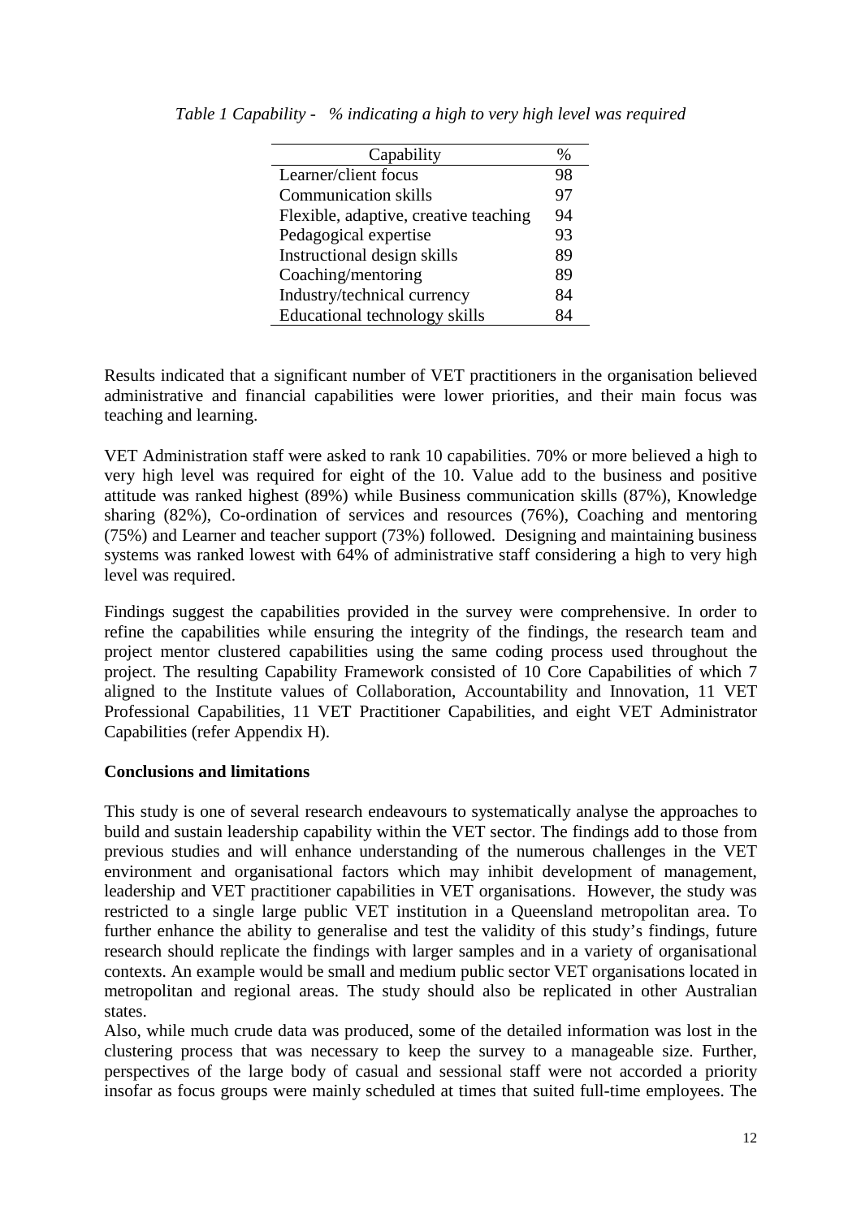*Table 1 Capability - % indicating a high to very high level was required*

| Capability | % |
|---|---|
| Learner/client focus | 98 |
| Communication skills | 97 |
| Flexible, adaptive, creative teaching | 94 |
| Pedagogical expertise | 93 |
| Instructional design skills | 89 |
| Coaching/mentoring | 89 |
| Industry/technical currency | 84 |
| Educational technology skills | 84 |

Results indicated that a significant number of VET practitioners in the organisation believed administrative and financial capabilities were lower priorities, and their main focus was teaching and learning.

VET Administration staff were asked to rank 10 capabilities. 70% or more believed a high to very high level was required for eight of the 10. Value add to the business and positive attitude was ranked highest (89%) while Business communication skills (87%), Knowledge sharing (82%), Co-ordination of services and resources (76%), Coaching and mentoring (75%) and Learner and teacher support (73%) followed. Designing and maintaining business systems was ranked lowest with 64% of administrative staff considering a high to very high level was required.

Findings suggest the capabilities provided in the survey were comprehensive. In order to refine the capabilities while ensuring the integrity of the findings, the research team and project mentor clustered capabilities using the same coding process used throughout the project. The resulting Capability Framework consisted of 10 Core Capabilities of which 7 aligned to the Institute values of Collaboration, Accountability and Innovation, 11 VET Professional Capabilities, 11 VET Practitioner Capabilities, and eight VET Administrator Capabilities (refer Appendix H).

**Conclusions and limitations**

This study is one of several research endeavours to systematically analyse the approaches to build and sustain leadership capability within the VET sector. The findings add to those from previous studies and will enhance understanding of the numerous challenges in the VET environment and organisational factors which may inhibit development of management, leadership and VET practitioner capabilities in VET organisations. However, the study was restricted to a single large public VET institution in a Queensland metropolitan area. To further enhance the ability to generalise and test the validity of this study's findings, future research should replicate the findings with larger samples and in a variety of organisational contexts. An example would be small and medium public sector VET organisations located in metropolitan and regional areas. The study should also be replicated in other Australian states.

Also, while much crude data was produced, some of the detailed information was lost in the clustering process that was necessary to keep the survey to a manageable size. Further, perspectives of the large body of casual and sessional staff were not accorded a priority insofar as focus groups were mainly scheduled at times that suited full-time employees. The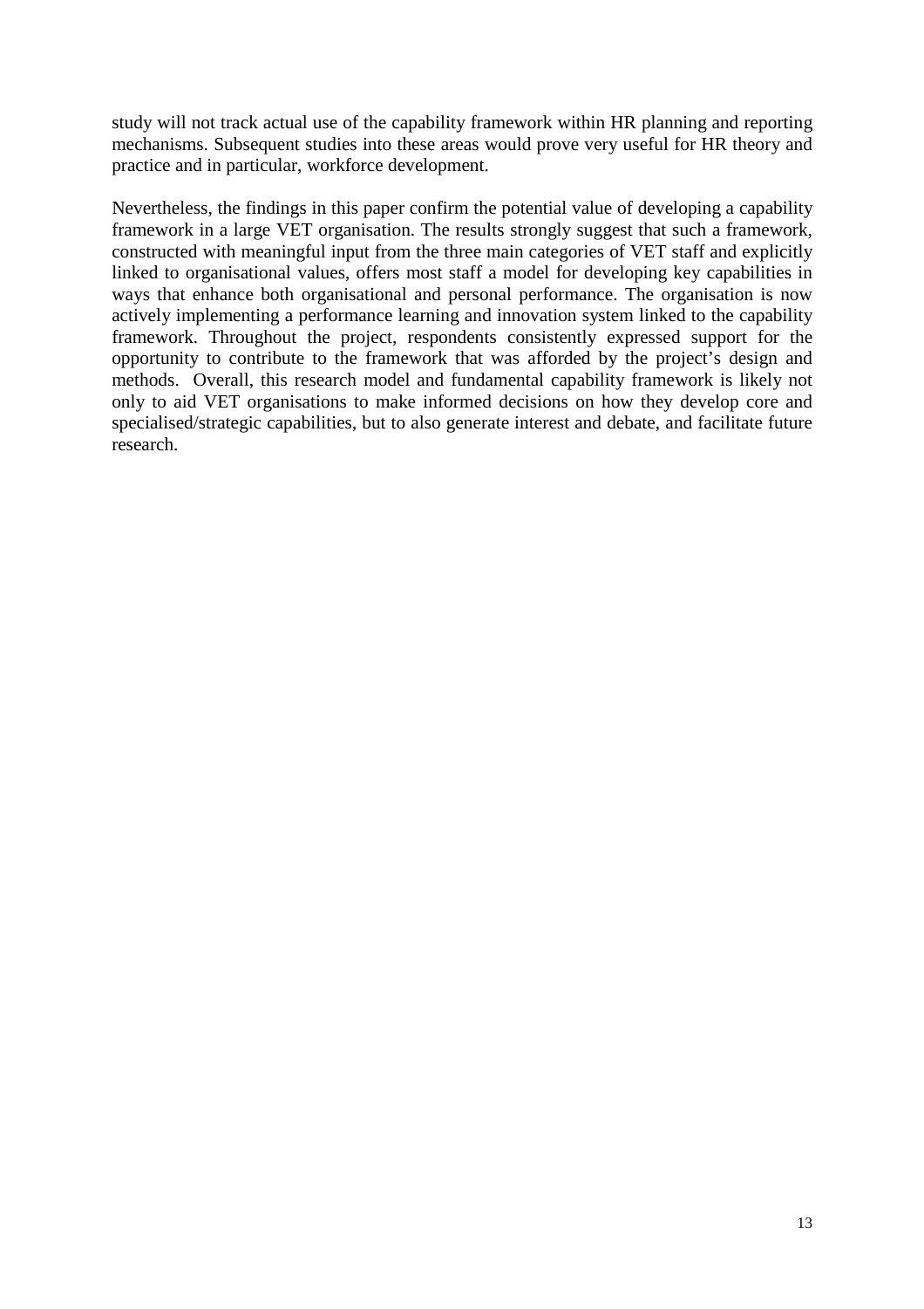study will not track actual use of the capability framework within HR planning and reporting mechanisms. Subsequent studies into these areas would prove very useful for HR theory and practice and in particular, workforce development.

Nevertheless, the findings in this paper confirm the potential value of developing a capability framework in a large VET organisation. The results strongly suggest that such a framework, constructed with meaningful input from the three main categories of VET staff and explicitly linked to organisational values, offers most staff a model for developing key capabilities in ways that enhance both organisational and personal performance. The organisation is now actively implementing a performance learning and innovation system linked to the capability framework. Throughout the project, respondents consistently expressed support for the opportunity to contribute to the framework that was afforded by the project's design and methods. Overall, this research model and fundamental capability framework is likely not only to aid VET organisations to make informed decisions on how they develop core and specialised/strategic capabilities, but to also generate interest and debate, and facilitate future research.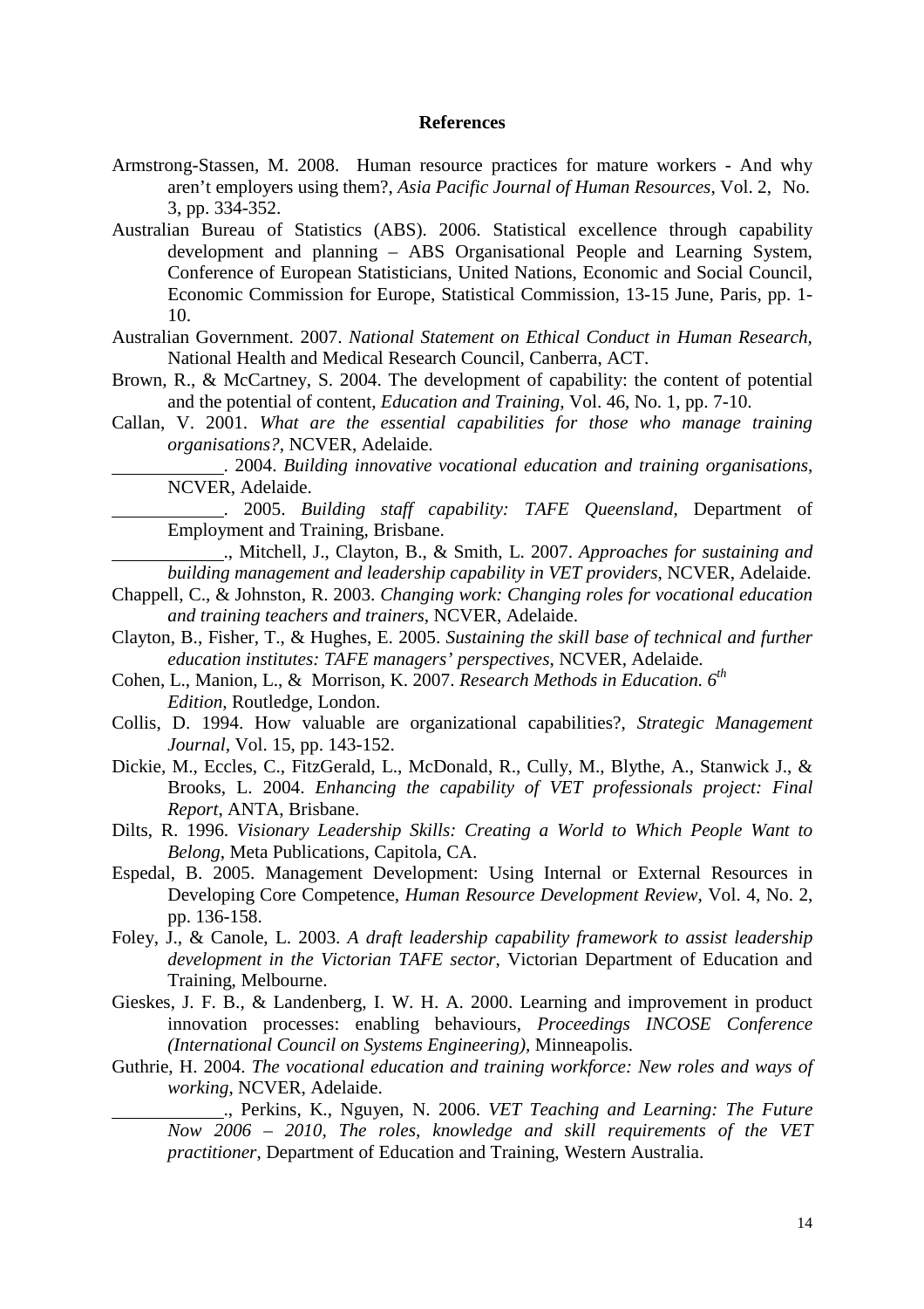**References**

Armstrong-Stassen, M. 2008. Human resource practices for mature workers - And why aren't employers using them?, *Asia Pacific Journal of Human Resources*, Vol. 2, No. 3, pp. 334-352.

Australian Bureau of Statistics (ABS). 2006. Statistical excellence through capability development and planning – ABS Organisational People and Learning System, Conference of European Statisticians, United Nations, Economic and Social Council, Economic Commission for Europe, Statistical Commission, 13-15 June, Paris, pp. 1-10.

Australian Government. 2007. *National Statement on Ethical Conduct in Human Research*, National Health and Medical Research Council, Canberra, ACT.

Brown, R., & McCartney, S. 2004. The development of capability: the content of potential and the potential of content, *Education and Training*, Vol. 46, No. 1, pp. 7-10.

Callan, V. 2001. *What are the essential capabilities for those who manage training organisations?*, NCVER, Adelaide.

\_\_\_\_\_\_\_\_\_\_\_\_. 2004. *Building innovative vocational education and training organisations*, NCVER, Adelaide.

\_\_\_\_\_\_\_\_\_\_\_\_. 2005. *Building staff capability: TAFE Queensland*, Department of Employment and Training, Brisbane.

\_\_\_\_\_\_\_\_\_\_\_\_., Mitchell, J., Clayton, B., & Smith, L. 2007. *Approaches for sustaining and building management and leadership capability in VET providers*, NCVER, Adelaide.

Chappell, C., & Johnston, R. 2003. *Changing work: Changing roles for vocational education and training teachers and trainers*, NCVER, Adelaide.

Clayton, B., Fisher, T., & Hughes, E. 2005. *Sustaining the skill base of technical and further education institutes: TAFE managers' perspectives*, NCVER, Adelaide.

Cohen, L., Manion, L., & Morrison, K. 2007. *Research Methods in Education. 6th Edition*, Routledge, London.

Collis, D. 1994. How valuable are organizational capabilities?, *Strategic Management Journal*, Vol. 15, pp. 143-152.

Dickie, M., Eccles, C., FitzGerald, L., McDonald, R., Cully, M., Blythe, A., Stanwick J., & Brooks, L. 2004. *Enhancing the capability of VET professionals project: Final Report*, ANTA, Brisbane.

Dilts, R. 1996. *Visionary Leadership Skills: Creating a World to Which People Want to Belong*, Meta Publications, Capitola, CA.

Espedal, B. 2005. Management Development: Using Internal or External Resources in Developing Core Competence, *Human Resource Development Review*, Vol. 4, No. 2, pp. 136-158.

Foley, J., & Canole, L. 2003. *A draft leadership capability framework to assist leadership development in the Victorian TAFE sector*, Victorian Department of Education and Training, Melbourne.

Gieskes, J. F. B., & Landenberg, I. W. H. A. 2000. Learning and improvement in product innovation processes: enabling behaviours, *Proceedings INCOSE Conference (International Council on Systems Engineering)*, Minneapolis.

Guthrie, H. 2004. *The vocational education and training workforce: New roles and ways of working*, NCVER, Adelaide.

\_\_\_\_\_\_\_\_\_\_\_\_., Perkins, K., Nguyen, N. 2006. *VET Teaching and Learning: The Future Now 2006 – 2010, The roles, knowledge and skill requirements of the VET practitioner*, Department of Education and Training, Western Australia.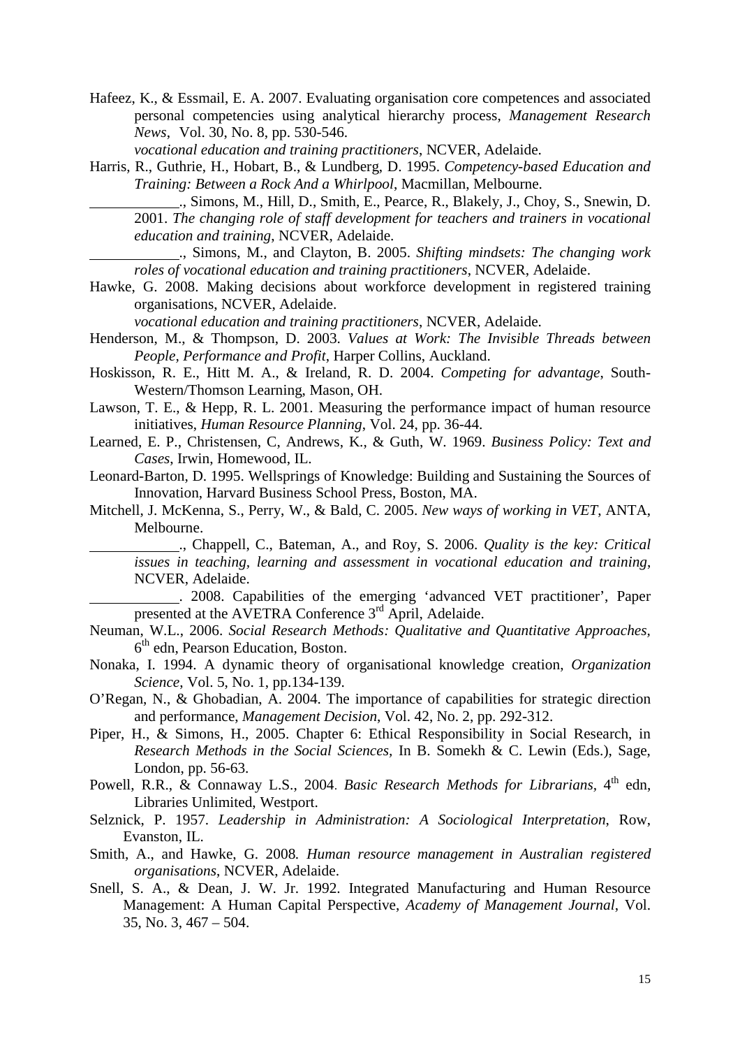Hafeez, K., & Essmail, E. A. 2007. Evaluating organisation core competences and associated personal competencies using analytical hierarchy process, *Management Research News*, Vol. 30, No. 8, pp. 530-546.

*vocational education and training practitioners*, NCVER, Adelaide.

Harris, R., Guthrie, H., Hobart, B., & Lundberg, D. 1995. *Competency-based Education and Training: Between a Rock And a Whirlpool*, Macmillan, Melbourne.

\_\_\_\_\_\_\_\_\_\_\_\_., Simons, M., Hill, D., Smith, E., Pearce, R., Blakely, J., Choy, S., Snewin, D. 2001. *The changing role of staff development for teachers and trainers in vocational education and training*, NCVER, Adelaide.

\_\_\_\_\_\_\_\_\_\_\_\_., Simons, M., and Clayton, B. 2005. *Shifting mindsets: The changing work roles of vocational education and training practitioners*, NCVER, Adelaide.

Hawke, G. 2008. Making decisions about workforce development in registered training organisations, NCVER, Adelaide.

*vocational education and training practitioners*, NCVER, Adelaide.

Henderson, M., & Thompson, D. 2003. *Values at Work: The Invisible Threads between People, Performance and Profit*, Harper Collins, Auckland.

Hoskisson, R. E., Hitt M. A., & Ireland, R. D. 2004. *Competing for advantage*, South-Western/Thomson Learning, Mason, OH.

Lawson, T. E., & Hepp, R. L. 2001. Measuring the performance impact of human resource initiatives, *Human Resource Planning*, Vol. 24, pp. 36-44.

Learned, E. P., Christensen, C, Andrews, K., & Guth, W. 1969. *Business Policy: Text and Cases*, Irwin, Homewood, IL.

Leonard-Barton, D. 1995. Wellsprings of Knowledge: Building and Sustaining the Sources of Innovation, Harvard Business School Press, Boston, MA.

Mitchell, J. McKenna, S., Perry, W., & Bald, C. 2005. *New ways of working in VET*, ANTA, Melbourne.

\_\_\_\_\_\_\_\_\_\_\_\_., Chappell, C., Bateman, A., and Roy, S. 2006. *Quality is the key: Critical issues in teaching, learning and assessment in vocational education and training*, NCVER, Adelaide.

\_\_\_\_\_\_\_\_\_\_\_\_. 2008. Capabilities of the emerging 'advanced VET practitioner', Paper presented at the AVETRA Conference 3rd April, Adelaide.

Neuman, W.L., 2006. *Social Research Methods: Qualitative and Quantitative Approaches*, 6th edn, Pearson Education, Boston.

Nonaka, I. 1994. A dynamic theory of organisational knowledge creation, *Organization Science*, Vol. 5, No. 1, pp.134-139.

O'Regan, N., & Ghobadian, A. 2004. The importance of capabilities for strategic direction and performance, *Management Decision*, Vol. 42, No. 2, pp. 292-312.

Piper, H., & Simons, H., 2005. Chapter 6: Ethical Responsibility in Social Research, in *Research Methods in the Social Sciences,* In B. Somekh & C. Lewin (Eds.), Sage, London, pp. 56-63.

Powell, R.R., & Connaway L.S., 2004. *Basic Research Methods for Librarians*, 4th edn, Libraries Unlimited, Westport.

Selznick, P. 1957. *Leadership in Administration: A Sociological Interpretation*, Row, Evanston, IL.

Smith, A., and Hawke, G. 2008. *Human resource management in Australian registered organisations*, NCVER, Adelaide.

Snell, S. A., & Dean, J. W. Jr. 1992. Integrated Manufacturing and Human Resource Management: A Human Capital Perspective, *Academy of Management Journal*, Vol. 35, No. 3, 467 – 504.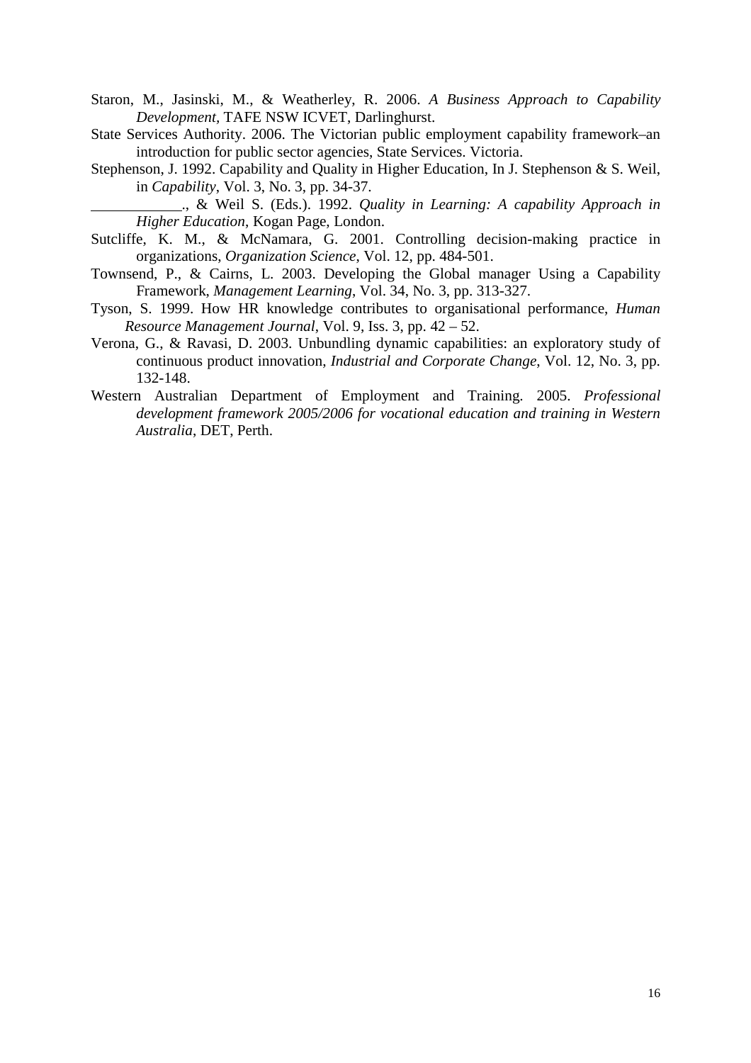Staron, M., Jasinski, M., & Weatherley, R. 2006. *A Business Approach to Capability Development*, TAFE NSW ICVET, Darlinghurst.

State Services Authority. 2006. The Victorian public employment capability framework–an introduction for public sector agencies, State Services. Victoria.

Stephenson, J. 1992. Capability and Quality in Higher Education, In J. Stephenson & S. Weil, in *Capability*, Vol. 3, No. 3, pp. 34-37.

____________., & Weil S. (Eds.). 1992. *Quality in Learning: A capability Approach in Higher Education*, Kogan Page, London.

Sutcliffe, K. M., & McNamara, G. 2001. Controlling decision-making practice in organizations, *Organization Science*, Vol. 12, pp. 484-501.

Townsend, P., & Cairns, L. 2003. Developing the Global manager Using a Capability Framework, *Management Learning*, Vol. 34, No. 3, pp. 313-327.

Tyson, S. 1999. How HR knowledge contributes to organisational performance, *Human Resource Management Journal*, Vol. 9, Iss. 3, pp. 42 – 52.

Verona, G., & Ravasi, D. 2003. Unbundling dynamic capabilities: an exploratory study of continuous product innovation, *Industrial and Corporate Change*, Vol. 12, No. 3, pp. 132-148.

Western Australian Department of Employment and Training. 2005. *Professional development framework 2005/2006 for vocational education and training in Western Australia*, DET, Perth.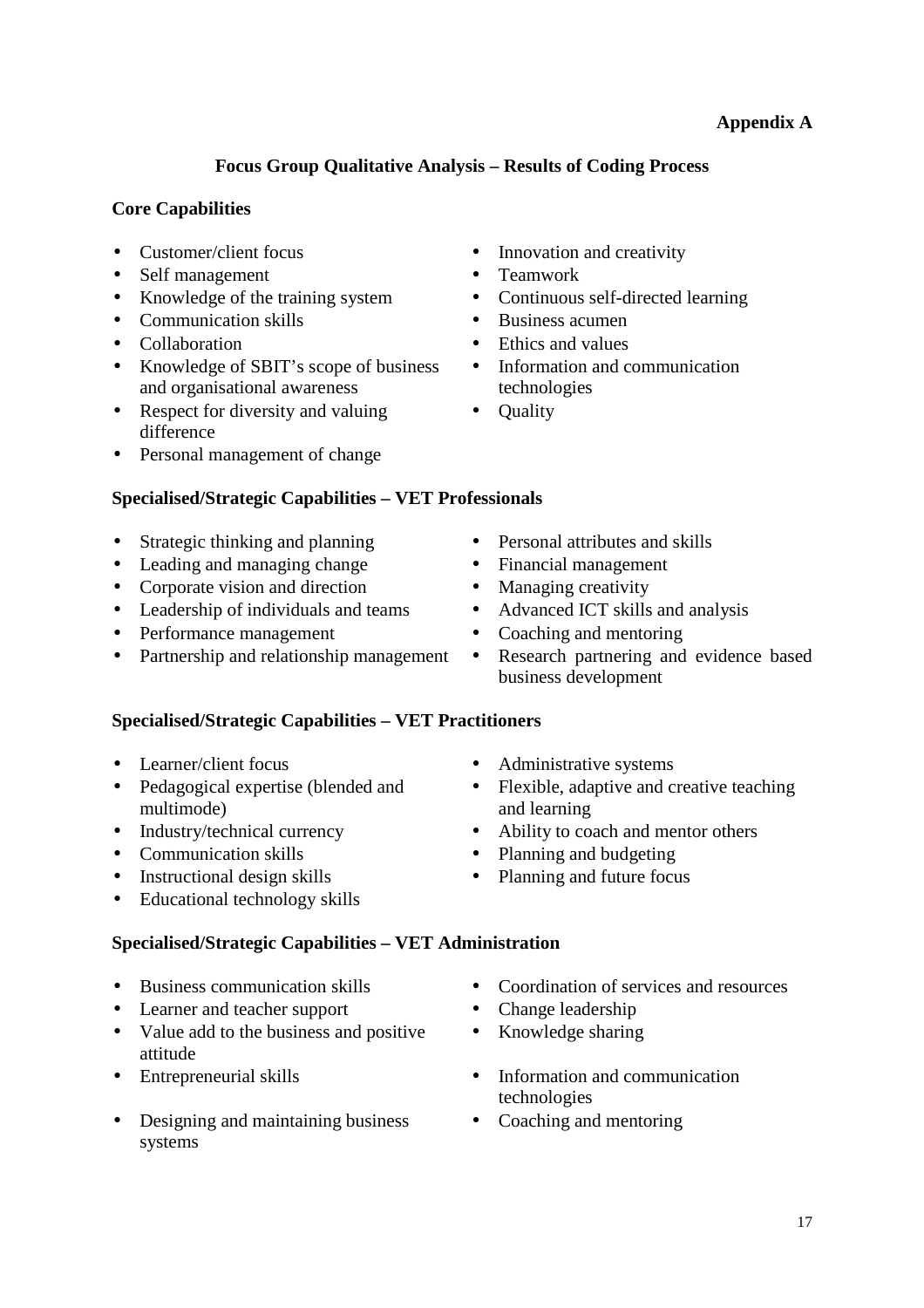**Appendix A**

## Focus Group Qualitative Analysis – Results of Coding Process

### Core Capabilities

- Customer/client focus
- Self management
- Knowledge of the training system
- Communication skills
- Collaboration
- Knowledge of SBIT's scope of business and organisational awareness
- Respect for diversity and valuing difference
- Personal management of change
- Innovation and creativity
- Teamwork
- Continuous self-directed learning
- Business acumen
- Ethics and values
- Information and communication technologies
- Quality

### Specialised/Strategic Capabilities – VET Professionals

- Strategic thinking and planning
- Leading and managing change
- Corporate vision and direction
- Leadership of individuals and teams
- Performance management
- Partnership and relationship management
- Personal attributes and skills
- Financial management
- Managing creativity
- Advanced ICT skills and analysis
- Coaching and mentoring
- Research partnering and evidence based business development

### Specialised/Strategic Capabilities – VET Practitioners

- Learner/client focus
- Pedagogical expertise (blended and multimode)
- Industry/technical currency
- Communication skills
- Instructional design skills
- Educational technology skills
- Administrative systems
- Flexible, adaptive and creative teaching and learning
- Ability to coach and mentor others
- Planning and budgeting
- Planning and future focus

### Specialised/Strategic Capabilities – VET Administration

- Business communication skills
- Learner and teacher support
- Value add to the business and positive attitude
- Entrepreneurial skills
- Designing and maintaining business systems
- Coordination of services and resources
- Change leadership
- Knowledge sharing
- Information and communication technologies
- Coaching and mentoring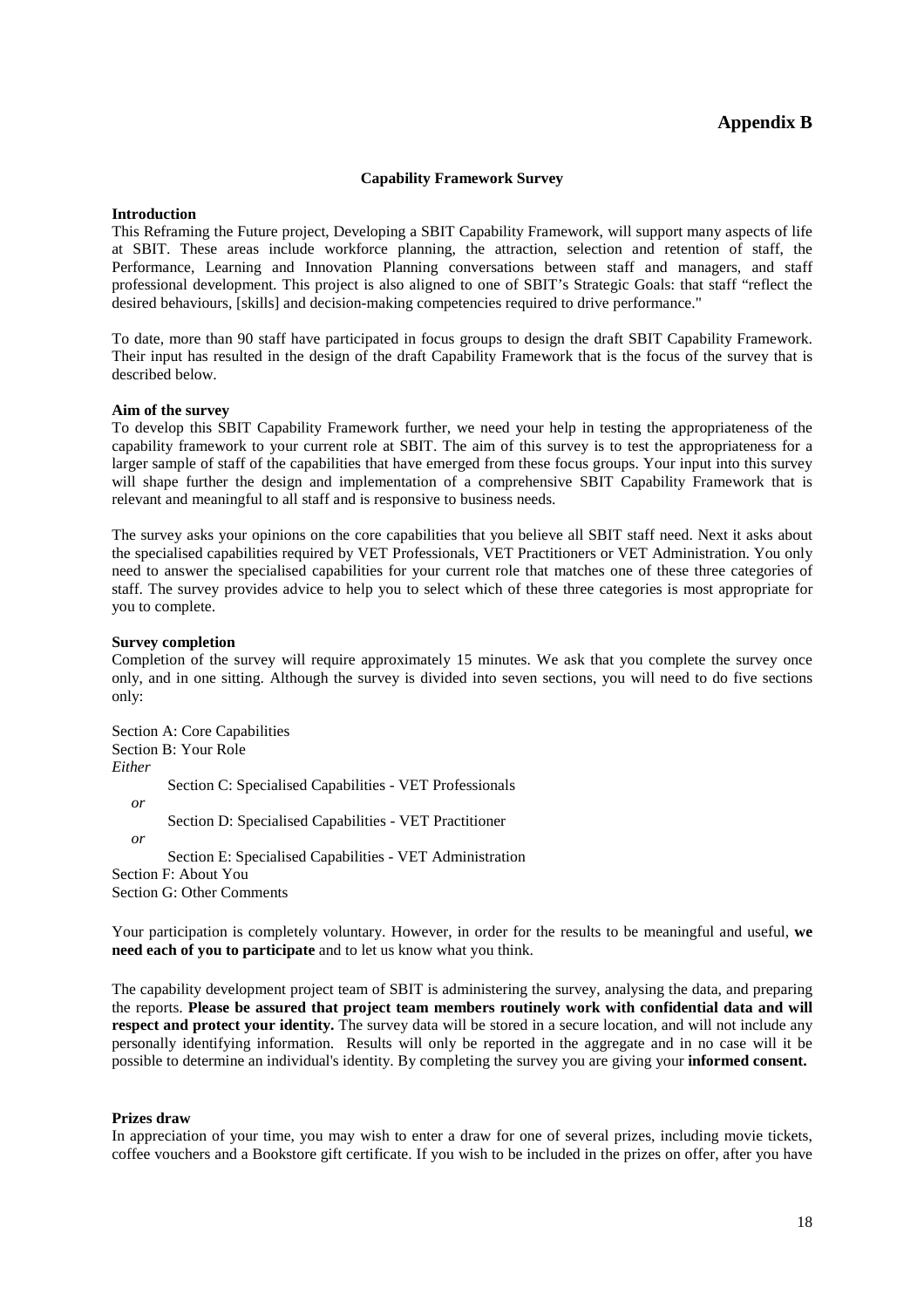# Appendix B

### Capability Framework Survey

**Introduction**

This Reframing the Future project, Developing a SBIT Capability Framework, will support many aspects of life at SBIT. These areas include workforce planning, the attraction, selection and retention of staff, the Performance, Learning and Innovation Planning conversations between staff and managers, and staff professional development. This project is also aligned to one of SBIT's Strategic Goals: that staff "reflect the desired behaviours, [skills] and decision-making competencies required to drive performance."

To date, more than 90 staff have participated in focus groups to design the draft SBIT Capability Framework. Their input has resulted in the design of the draft Capability Framework that is the focus of the survey that is described below.

**Aim of the survey**

To develop this SBIT Capability Framework further, we need your help in testing the appropriateness of the capability framework to your current role at SBIT. The aim of this survey is to test the appropriateness for a larger sample of staff of the capabilities that have emerged from these focus groups. Your input into this survey will shape further the design and implementation of a comprehensive SBIT Capability Framework that is relevant and meaningful to all staff and is responsive to business needs.

The survey asks your opinions on the core capabilities that you believe all SBIT staff need. Next it asks about the specialised capabilities required by VET Professionals, VET Practitioners or VET Administration. You only need to answer the specialised capabilities for your current role that matches one of these three categories of staff. The survey provides advice to help you to select which of these three categories is most appropriate for you to complete.

**Survey completion**

Completion of the survey will require approximately 15 minutes. We ask that you complete the survey once only, and in one sitting. Although the survey is divided into seven sections, you will need to do five sections only:

Section A: Core Capabilities
Section B: Your Role
*Either*
Section C: Specialised Capabilities - VET Professionals
*or*
Section D: Specialised Capabilities - VET Practitioner
*or*
Section E: Specialised Capabilities - VET Administration
Section F: About You
Section G: Other Comments

Your participation is completely voluntary. However, in order for the results to be meaningful and useful, **we need each of you to participate** and to let us know what you think.

The capability development project team of SBIT is administering the survey, analysing the data, and preparing the reports. **Please be assured that project team members routinely work with confidential data and will respect and protect your identity.** The survey data will be stored in a secure location, and will not include any personally identifying information. Results will only be reported in the aggregate and in no case will it be possible to determine an individual's identity. By completing the survey you are giving your **informed consent.**

**Prizes draw**

In appreciation of your time, you may wish to enter a draw for one of several prizes, including movie tickets, coffee vouchers and a Bookstore gift certificate. If you wish to be included in the prizes on offer, after you have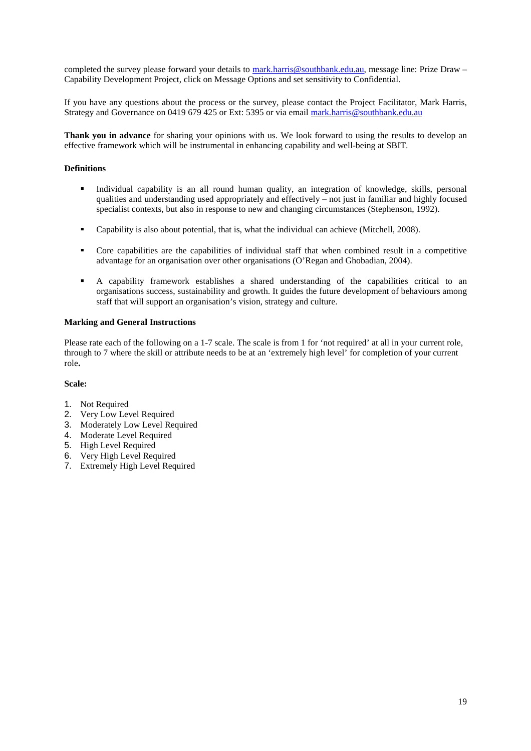completed the survey please forward your details to mark.harris@southbank.edu.au, message line: Prize Draw – Capability Development Project, click on Message Options and set sensitivity to Confidential.

If you have any questions about the process or the survey, please contact the Project Facilitator, Mark Harris, Strategy and Governance on 0419 679 425 or Ext: 5395 or via email mark.harris@southbank.edu.au

**Thank you in advance** for sharing your opinions with us. We look forward to using the results to develop an effective framework which will be instrumental in enhancing capability and well-being at SBIT.

**Definitions**

- Individual capability is an all round human quality, an integration of knowledge, skills, personal qualities and understanding used appropriately and effectively – not just in familiar and highly focused specialist contexts, but also in response to new and changing circumstances (Stephenson, 1992).
- Capability is also about potential, that is, what the individual can achieve (Mitchell, 2008).
- Core capabilities are the capabilities of individual staff that when combined result in a competitive advantage for an organisation over other organisations (O'Regan and Ghobadian, 2004).
- A capability framework establishes a shared understanding of the capabilities critical to an organisations success, sustainability and growth. It guides the future development of behaviours among staff that will support an organisation's vision, strategy and culture.

**Marking and General Instructions**

Please rate each of the following on a 1-7 scale. The scale is from 1 for 'not required' at all in your current role, through to 7 where the skill or attribute needs to be at an 'extremely high level' for completion of your current role**.**

**Scale:**

1. Not Required
2. Very Low Level Required
3. Moderately Low Level Required
4. Moderate Level Required
5. High Level Required
6. Very High Level Required
7. Extremely High Level Required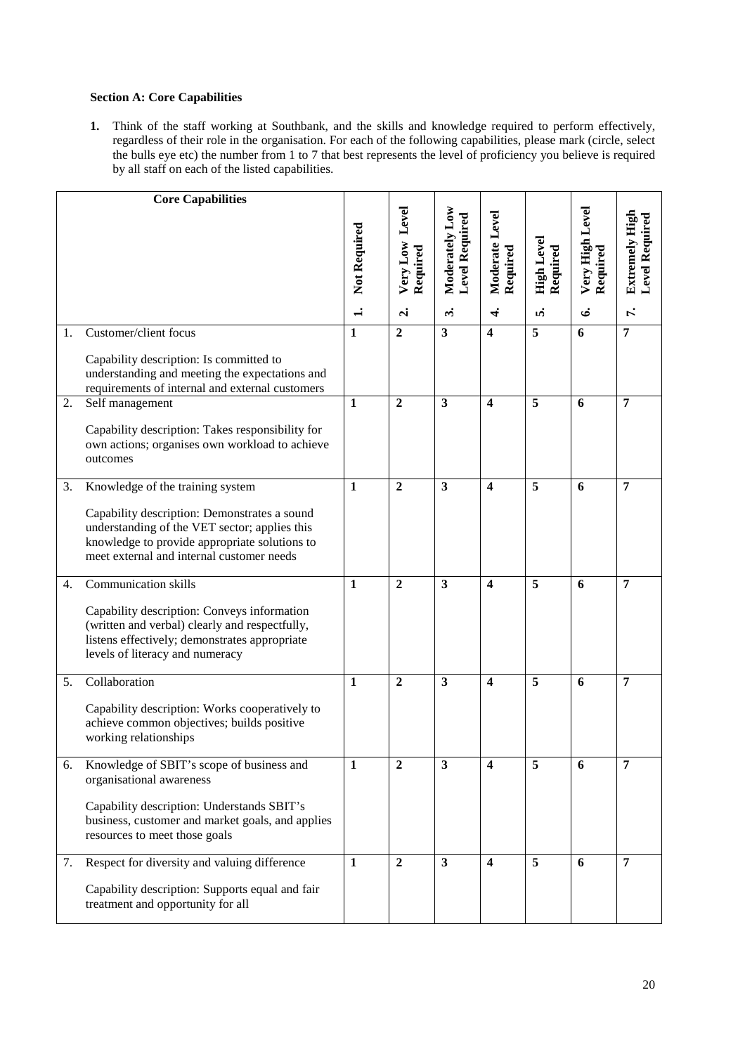**Section A: Core Capabilities**

1. Think of the staff working at Southbank, and the skills and knowledge required to perform effectively, regardless of their role in the organisation. For each of the following capabilities, please mark (circle, select the bulls eye etc) the number from 1 to 7 that best represents the level of proficiency you believe is required by all staff on each of the listed capabilities.

| | Core Capabilities | 1. Not Required | 2. Very Low Level Required | 3. Moderately Low Level Required | 4. Moderate Level Required | 5. High Level Required | 6. Very High Level Required | 7. Extremely High Level Required |
|---|---|---|---|---|---|---|---|---|
| 1. | Customer/client focus<br><br>Capability description: Is committed to understanding and meeting the expectations and requirements of internal and external customers | **1** | **2** | **3** | **4** | **5** | **6** | **7** |
| 2. | Self management<br><br>Capability description: Takes responsibility for own actions; organises own workload to achieve outcomes | **1** | **2** | **3** | **4** | **5** | **6** | **7** |
| 3. | Knowledge of the training system<br><br>Capability description: Demonstrates a sound understanding of the VET sector; applies this knowledge to provide appropriate solutions to meet external and internal customer needs | **1** | **2** | **3** | **4** | **5** | **6** | **7** |
| 4. | Communication skills<br><br>Capability description: Conveys information (written and verbal) clearly and respectfully, listens effectively; demonstrates appropriate levels of literacy and numeracy | **1** | **2** | **3** | **4** | **5** | **6** | **7** |
| 5. | Collaboration<br><br>Capability description: Works cooperatively to achieve common objectives; builds positive working relationships | **1** | **2** | **3** | **4** | **5** | **6** | **7** |
| 6. | Knowledge of SBIT's scope of business and organisational awareness<br><br>Capability description: Understands SBIT's business, customer and market goals, and applies resources to meet those goals | **1** | **2** | **3** | **4** | **5** | **6** | **7** |
| 7. | Respect for diversity and valuing difference<br><br>Capability description: Supports equal and fair treatment and opportunity for all | **1** | **2** | **3** | **4** | **5** | **6** | **7** |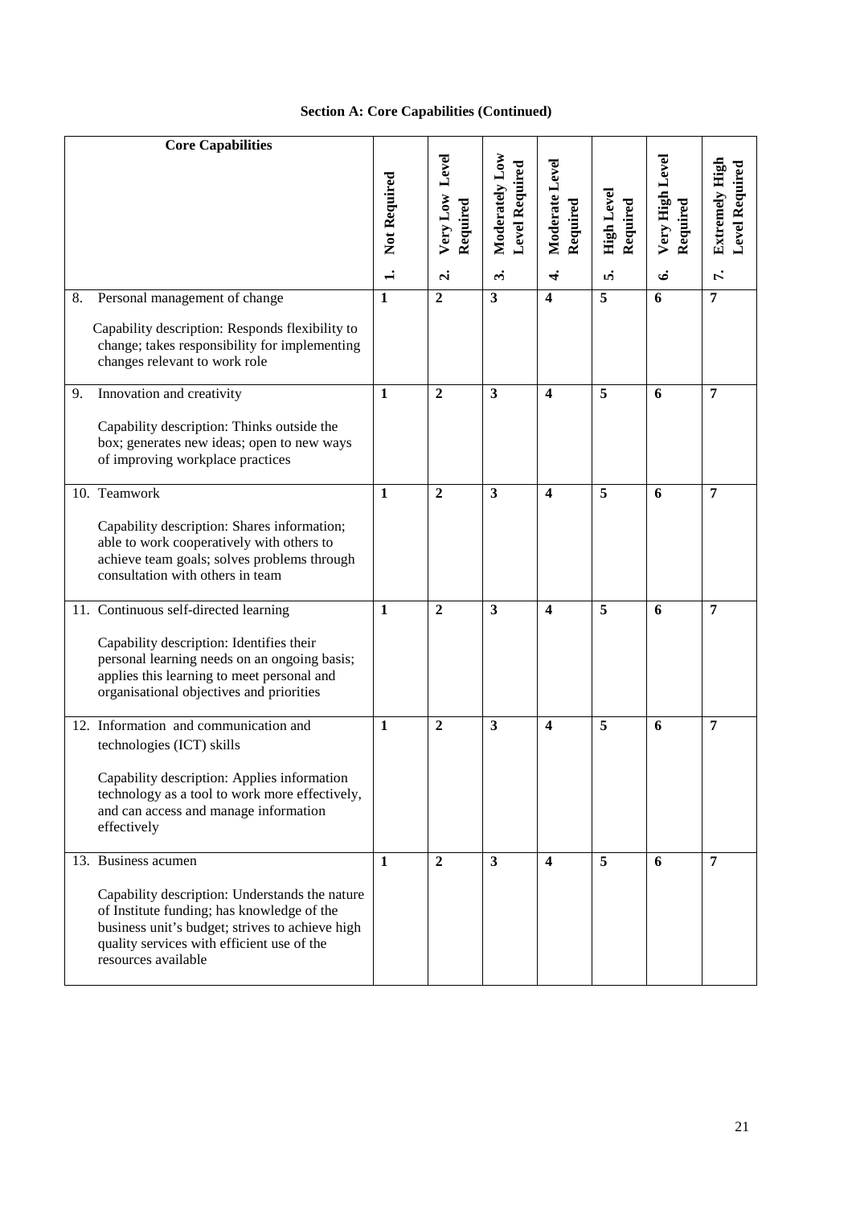## Section A: Core Capabilities (Continued)

| Core Capabilities | 1. Not Required | 2. Very Low Level Required | 3. Moderately Low Level Required | 4. Moderate Level Required | 5. High Level Required | 6. Very High Level Required | 7. Extremely High Level Required |
|---|---|---|---|---|---|---|---|
| 8. Personal management of change<br><br>Capability description: Responds flexibility to change; takes responsibility for implementing changes relevant to work role | **1** | **2** | **3** | **4** | **5** | **6** | **7** |
| 9. Innovation and creativity<br><br>Capability description: Thinks outside the box; generates new ideas; open to new ways of improving workplace practices | **1** | **2** | **3** | **4** | **5** | **6** | **7** |
| 10. Teamwork<br><br>Capability description: Shares information; able to work cooperatively with others to achieve team goals; solves problems through consultation with others in team | **1** | **2** | **3** | **4** | **5** | **6** | **7** |
| 11. Continuous self-directed learning<br><br>Capability description: Identifies their personal learning needs on an ongoing basis; applies this learning to meet personal and organisational objectives and priorities | **1** | **2** | **3** | **4** | **5** | **6** | **7** |
| 12. Information and communication and technologies (ICT) skills<br><br>Capability description: Applies information technology as a tool to work more effectively, and can access and manage information effectively | **1** | **2** | **3** | **4** | **5** | **6** | **7** |
| 13. Business acumen<br><br>Capability description: Understands the nature of Institute funding; has knowledge of the business unit's budget; strives to achieve high quality services with efficient use of the resources available | **1** | **2** | **3** | **4** | **5** | **6** | **7** |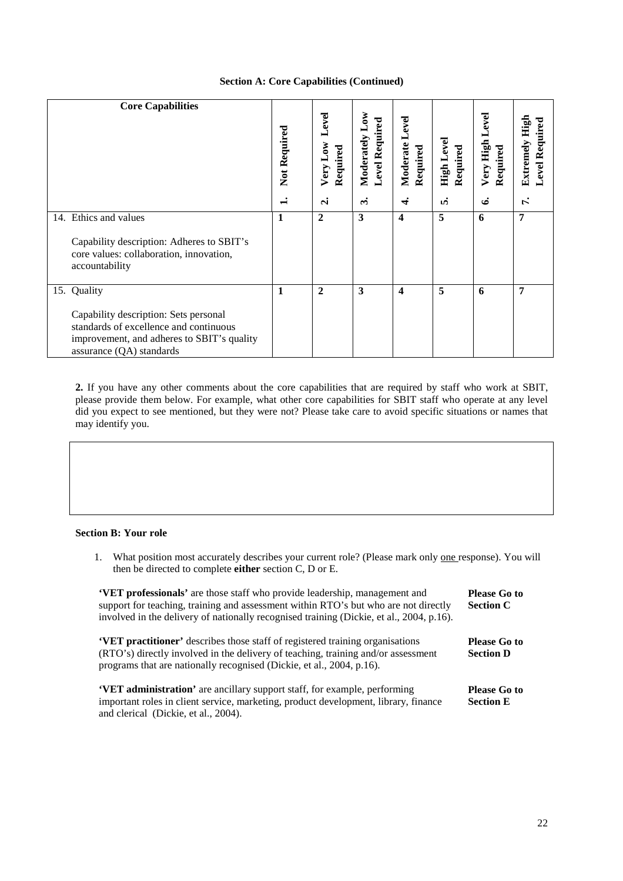### Section A: Core Capabilities (Continued)

| Core Capabilities | 1. Not Required | 2. Very Low Level Required | 3. Moderately Low Level Required | 4. Moderate Level Required | 5. High Level Required | 6. Very High Level Required | 7. Extremely High Level Required |
|---|---|---|---|---|---|---|---|
| 14. Ethics and values<br><br>Capability description: Adheres to SBIT's core values: collaboration, innovation, accountability | 1 | 2 | 3 | 4 | 5 | 6 | 7 |
| 15. Quality<br><br>Capability description: Sets personal standards of excellence and continuous improvement, and adheres to SBIT's quality assurance (QA) standards | 1 | 2 | 3 | 4 | 5 | 6 | 7 |

**2.** If you have any other comments about the core capabilities that are required by staff who work at SBIT, please provide them below. For example, what other core capabilities for SBIT staff who operate at any level did you expect to see mentioned, but they were not? Please take care to avoid specific situations or names that may identify you.

### Section B: Your role

1. What position most accurately describes your current role? (Please mark only one response). You will then be directed to complete **either** section C, D or E.

| | |
|---|---|
| **'VET professionals'** are those staff who provide leadership, management and support for teaching, training and assessment within RTO's but who are not directly involved in the delivery of nationally recognised training (Dickie, et al., 2004, p.16). | **Please Go to Section C** |
| **'VET practitioner'** describes those staff of registered training organisations (RTO's) directly involved in the delivery of teaching, training and/or assessment programs that are nationally recognised (Dickie, et al., 2004, p.16). | **Please Go to Section D** |
| **'VET administration'** are ancillary support staff, for example, performing important roles in client service, marketing, product development, library, finance and clerical (Dickie, et al., 2004). | **Please Go to Section E** |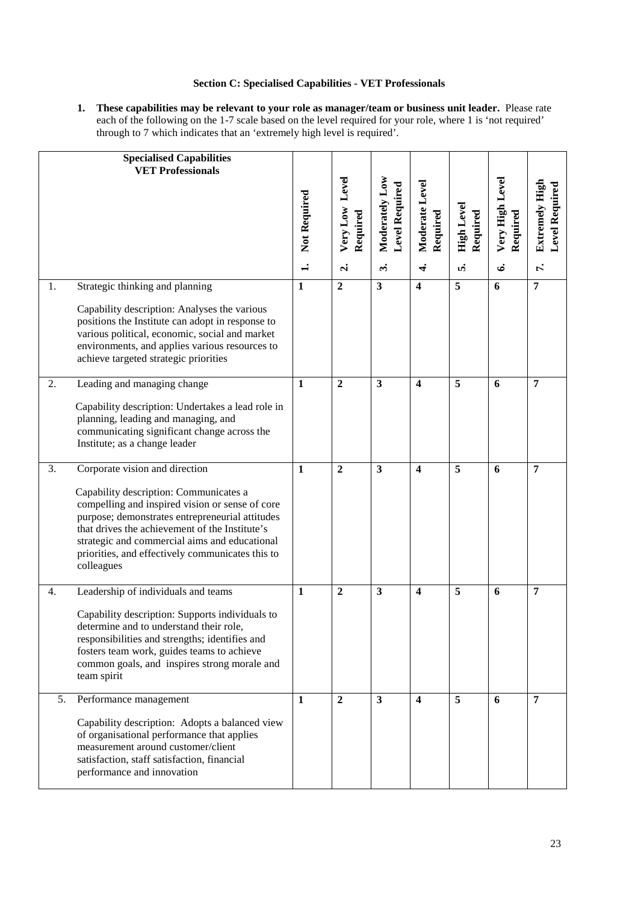**Section C: Specialised Capabilities - VET Professionals**

1. **These capabilities may be relevant to your role as manager/team or business unit leader.** Please rate each of the following on the 1-7 scale based on the level required for your role, where 1 is 'not required' through to 7 which indicates that an 'extremely high level is required'.

| Specialised Capabilities VET Professionals | 1. Not Required | 2. Very Low Level Required | 3. Moderately Low Level Required | 4. Moderate Level Required | 5. High Level Required | 6. Very High Level Required | 7. Extremely High Level Required |
|---|---|---|---|---|---|---|---|
| 1. Strategic thinking and planning<br><br>Capability description: Analyses the various positions the Institute can adopt in response to various political, economic, social and market environments, and applies various resources to achieve targeted strategic priorities | **1** | **2** | **3** | **4** | **5** | **6** | **7** |
| 2. Leading and managing change<br><br>Capability description: Undertakes a lead role in planning, leading and managing, and communicating significant change across the Institute; as a change leader | **1** | **2** | **3** | **4** | **5** | **6** | **7** |
| 3. Corporate vision and direction<br><br>Capability description: Communicates a compelling and inspired vision or sense of core purpose; demonstrates entrepreneurial attitudes that drives the achievement of the Institute's strategic and commercial aims and educational priorities, and effectively communicates this to colleagues | **1** | **2** | **3** | **4** | **5** | **6** | **7** |
| 4. Leadership of individuals and teams<br><br>Capability description: Supports individuals to determine and to understand their role, responsibilities and strengths; identifies and fosters team work, guides teams to achieve common goals, and inspires strong morale and team spirit | **1** | **2** | **3** | **4** | **5** | **6** | **7** |
| 5. Performance management<br><br>Capability description: Adopts a balanced view of organisational performance that applies measurement around customer/client satisfaction, staff satisfaction, financial performance and innovation | **1** | **2** | **3** | **4** | **5** | **6** | **7** |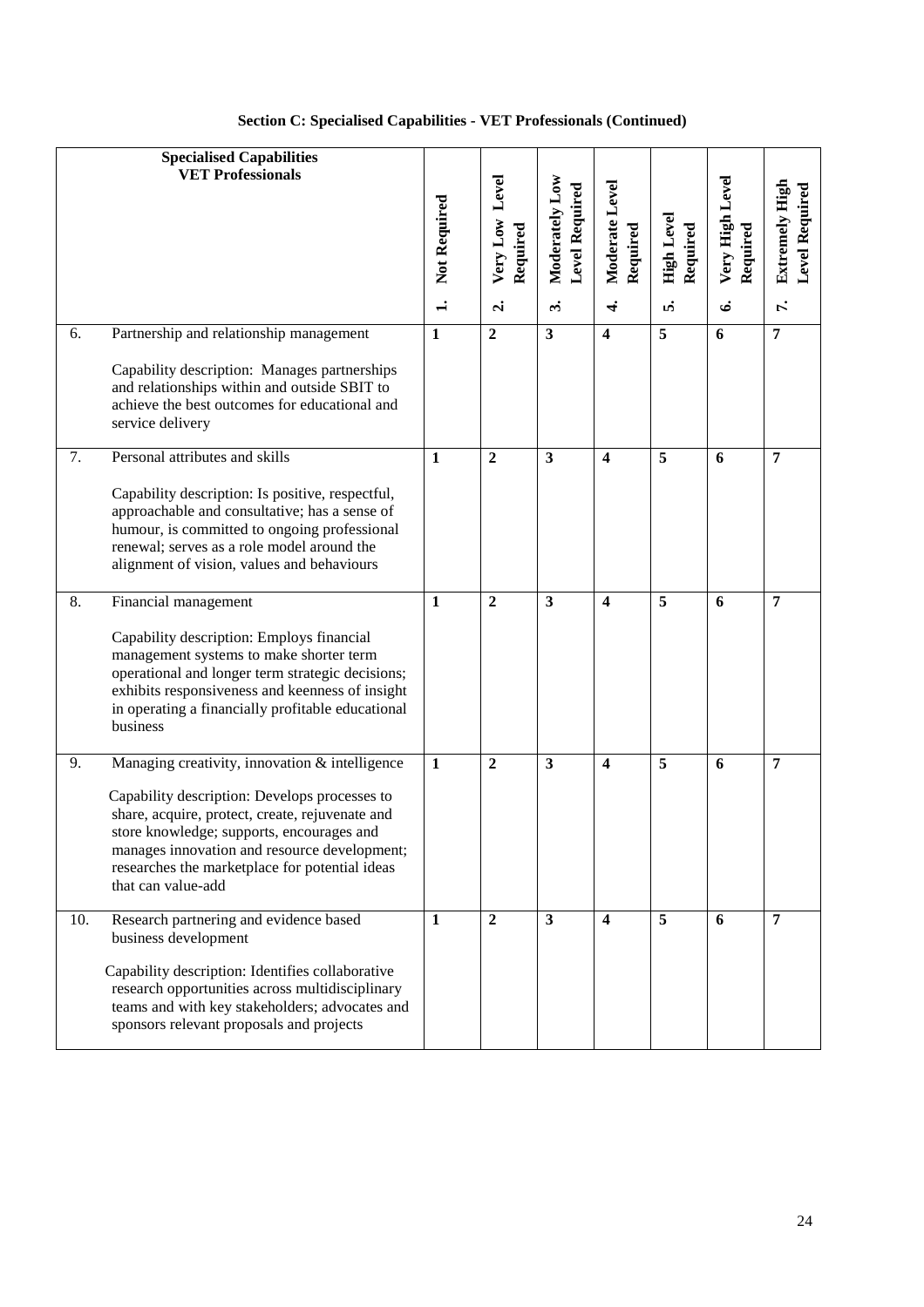**Section C: Specialised Capabilities - VET Professionals (Continued)**

| Specialised Capabilities VET Professionals | 1. Not Required | 2. Very Low Level Required | 3. Moderately Low Level Required | 4. Moderate Level Required | 5. High Level Required | 6. Very High Level Required | 7. Extremely High Level Required |
|---|---|---|---|---|---|---|---|
| 6. Partnership and relationship management<br><br>Capability description: Manages partnerships and relationships within and outside SBIT to achieve the best outcomes for educational and service delivery | **1** | **2** | **3** | **4** | **5** | **6** | **7** |
| 7. Personal attributes and skills<br><br>Capability description: Is positive, respectful, approachable and consultative; has a sense of humour, is committed to ongoing professional renewal; serves as a role model around the alignment of vision, values and behaviours | **1** | **2** | **3** | **4** | **5** | **6** | **7** |
| 8. Financial management<br><br>Capability description: Employs financial management systems to make shorter term operational and longer term strategic decisions; exhibits responsiveness and keenness of insight in operating a financially profitable educational business | **1** | **2** | **3** | **4** | **5** | **6** | **7** |
| 9. Managing creativity, innovation & intelligence<br><br>Capability description: Develops processes to share, acquire, protect, create, rejuvenate and store knowledge; supports, encourages and manages innovation and resource development; researches the marketplace for potential ideas that can value-add | **1** | **2** | **3** | **4** | **5** | **6** | **7** |
| 10. Research partnering and evidence based business development<br><br>Capability description: Identifies collaborative research opportunities across multidisciplinary teams and with key stakeholders; advocates and sponsors relevant proposals and projects | **1** | **2** | **3** | **4** | **5** | **6** | **7** |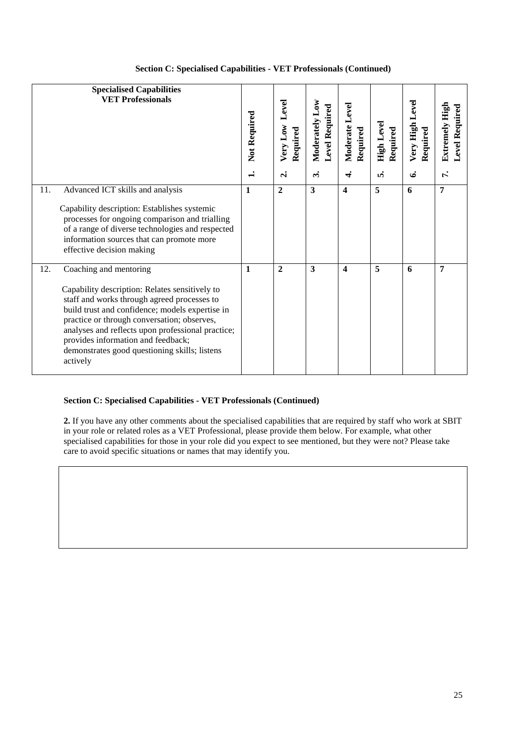**Section C: Specialised Capabilities - VET Professionals (Continued)**

| Specialised Capabilities VET Professionals | 1. Not Required | 2. Very Low Level Required | 3. Moderately Low Level Required | 4. Moderate Level Required | 5. High Level Required | 6. Very High Level Required | 7. Extremely High Level Required |
|---|---|---|---|---|---|---|---|
| 11. Advanced ICT skills and analysis<br><br>Capability description: Establishes systemic processes for ongoing comparison and trialling of a range of diverse technologies and respected information sources that can promote more effective decision making | **1** | **2** | **3** | **4** | **5** | **6** | **7** |
| 12. Coaching and mentoring<br><br>Capability description: Relates sensitively to staff and works through agreed processes to build trust and confidence; models expertise in practice or through conversation; observes, analyses and reflects upon professional practice; provides information and feedback; demonstrates good questioning skills; listens actively | **1** | **2** | **3** | **4** | **5** | **6** | **7** |

**Section C: Specialised Capabilities - VET Professionals (Continued)**

**2.** If you have any other comments about the specialised capabilities that are required by staff who work at SBIT in your role or related roles as a VET Professional, please provide them below. For example, what other specialised capabilities for those in your role did you expect to see mentioned, but they were not? Please take care to avoid specific situations or names that may identify you.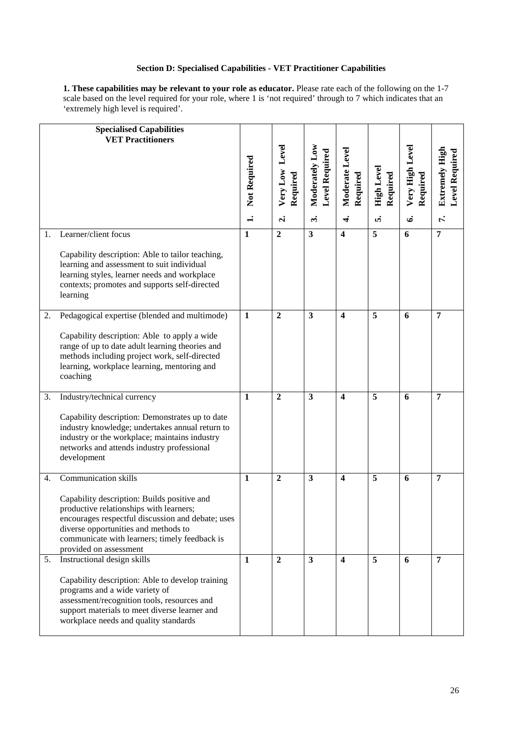## Section D: Specialised Capabilities - VET Practitioner Capabilities

**1. These capabilities may be relevant to your role as educator.** Please rate each of the following on the 1-7 scale based on the level required for your role, where 1 is 'not required' through to 7 which indicates that an 'extremely high level is required'.

| | Specialised Capabilities VET Practitioners | 1. Not Required | 2. Very Low Level Required | 3. Moderately Low Level Required | 4. Moderate Level Required | 5. High Level Required | 6. Very High Level Required | 7. Extremely High Level Required |
|---|---|---|---|---|---|---|---|---|
| 1. | Learner/client focus<br><br>Capability description: Able to tailor teaching, learning and assessment to suit individual learning styles, learner needs and workplace contexts; promotes and supports self-directed learning | **1** | **2** | **3** | **4** | **5** | **6** | **7** |
| 2. | Pedagogical expertise (blended and multimode)<br><br>Capability description: Able to apply a wide range of up to date adult learning theories and methods including project work, self-directed learning, workplace learning, mentoring and coaching | **1** | **2** | **3** | **4** | **5** | **6** | **7** |
| 3. | Industry/technical currency<br><br>Capability description: Demonstrates up to date industry knowledge; undertakes annual return to industry or the workplace; maintains industry networks and attends industry professional development | **1** | **2** | **3** | **4** | **5** | **6** | **7** |
| 4. | Communication skills<br><br>Capability description: Builds positive and productive relationships with learners; encourages respectful discussion and debate; uses diverse opportunities and methods to communicate with learners; timely feedback is provided on assessment | **1** | **2** | **3** | **4** | **5** | **6** | **7** |
| 5. | Instructional design skills<br><br>Capability description: Able to develop training programs and a wide variety of assessment/recognition tools, resources and support materials to meet diverse learner and workplace needs and quality standards | **1** | **2** | **3** | **4** | **5** | **6** | **7** |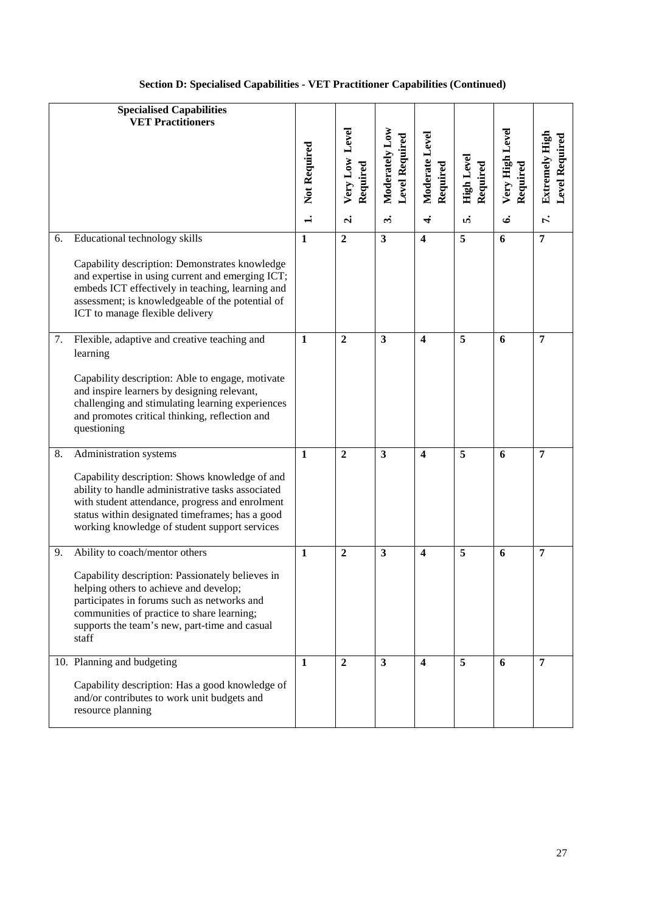## Section D: Specialised Capabilities - VET Practitioner Capabilities (Continued)

| Specialised Capabilities VET Practitioners | 1. Not Required | 2. Very Low Level Required | 3. Moderately Low Level Required | 4. Moderate Level Required | 5. High Level Required | 6. Very High Level Required | 7. Extremely High Level Required |
|---|---|---|---|---|---|---|---|
| 6. Educational technology skills<br><br>Capability description: Demonstrates knowledge and expertise in using current and emerging ICT; embeds ICT effectively in teaching, learning and assessment; is knowledgeable of the potential of ICT to manage flexible delivery | **1** | **2** | **3** | **4** | **5** | **6** | **7** |
| 7. Flexible, adaptive and creative teaching and learning<br><br>Capability description: Able to engage, motivate and inspire learners by designing relevant, challenging and stimulating learning experiences and promotes critical thinking, reflection and questioning | **1** | **2** | **3** | **4** | **5** | **6** | **7** |
| 8. Administration systems<br><br>Capability description: Shows knowledge of and ability to handle administrative tasks associated with student attendance, progress and enrolment status within designated timeframes; has a good working knowledge of student support services | **1** | **2** | **3** | **4** | **5** | **6** | **7** |
| 9. Ability to coach/mentor others<br><br>Capability description: Passionately believes in helping others to achieve and develop; participates in forums such as networks and communities of practice to share learning; supports the team's new, part-time and casual staff | **1** | **2** | **3** | **4** | **5** | **6** | **7** |
| 10. Planning and budgeting<br><br>Capability description: Has a good knowledge of and/or contributes to work unit budgets and resource planning | **1** | **2** | **3** | **4** | **5** | **6** | **7** |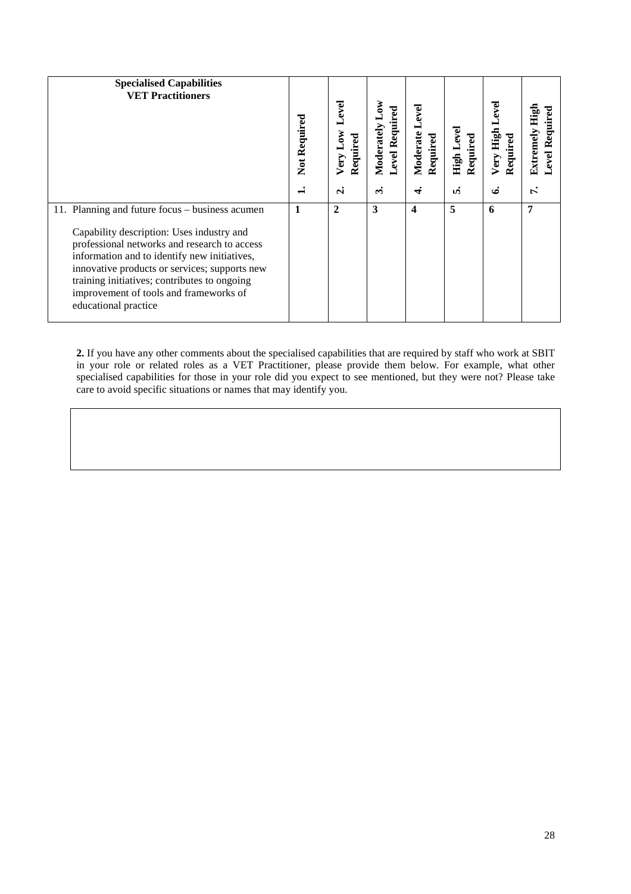| **Specialised Capabilities VET Practitioners** | **1. Not Required** | **2. Very Low Level Required** | **3. Moderately Low Level Required** | **4. Moderate Level Required** | **5. High Level Required** | **6. Very High Level Required** | **7. Extremely High Level Required** |
|---|---|---|---|---|---|---|---|
| 11. Planning and future focus – business acumen<br><br>Capability description: Uses industry and professional networks and research to access information and to identify new initiatives, innovative products or services; supports new training initiatives; contributes to ongoing improvement of tools and frameworks of educational practice | **1** | **2** | **3** | **4** | **5** | **6** | **7** |

**2.** If you have any other comments about the specialised capabilities that are required by staff who work at SBIT in your role or related roles as a VET Practitioner, please provide them below. For example, what other specialised capabilities for those in your role did you expect to see mentioned, but they were not? Please take care to avoid specific situations or names that may identify you.

| |
|---|
| |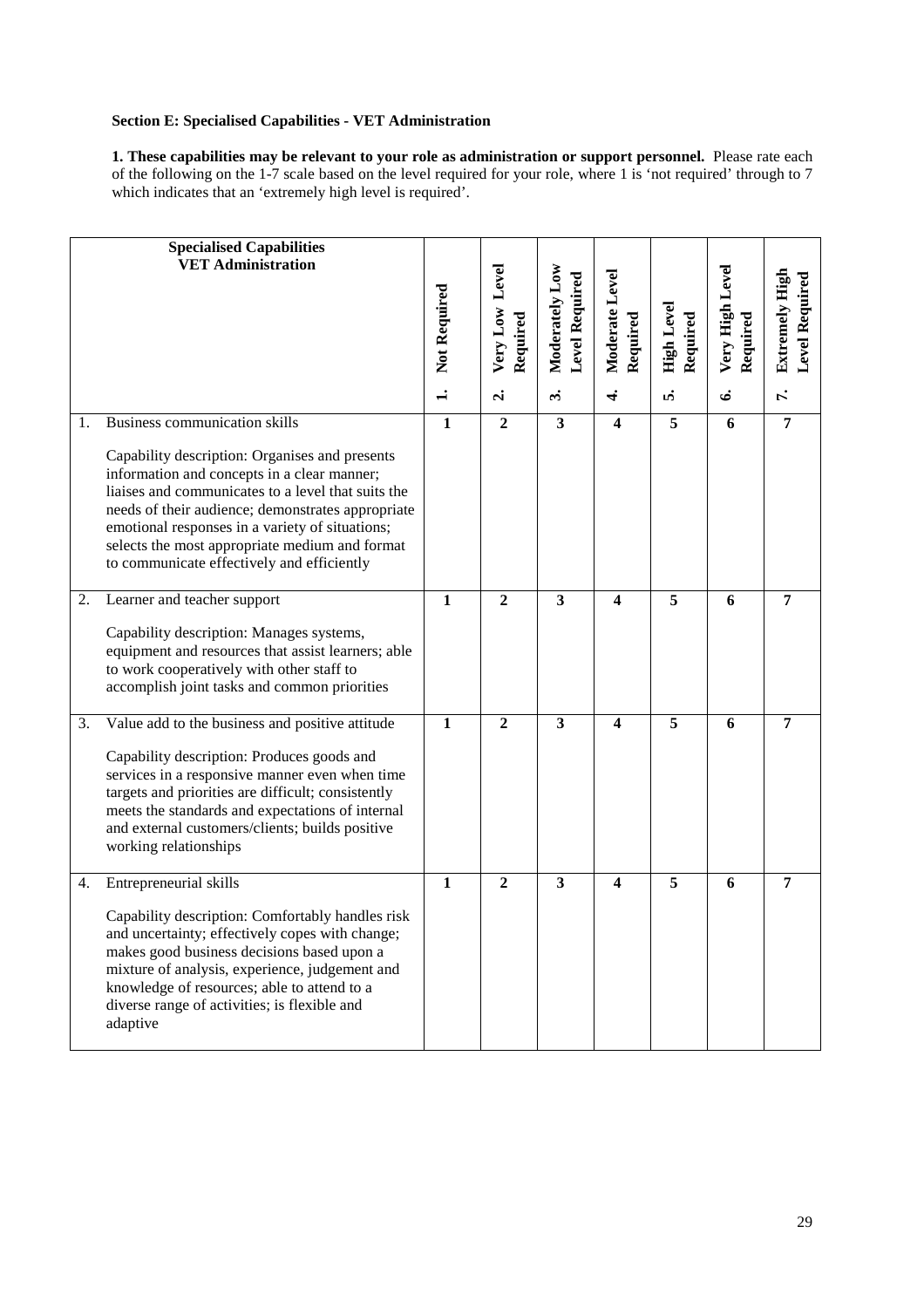**Section E: Specialised Capabilities - VET Administration**

**1. These capabilities may be relevant to your role as administration or support personnel.** Please rate each of the following on the 1-7 scale based on the level required for your role, where 1 is 'not required' through to 7 which indicates that an 'extremely high level is required'.

| **Specialised Capabilities VET Administration** | **1. Not Required** | **2. Very Low Level Required** | **3. Moderately Low Level Required** | **4. Moderate Level Required** | **5. High Level Required** | **6. Very High Level Required** | **7. Extremely High Level Required** |
|---|---|---|---|---|---|---|---|
| 1. Business communication skills<br><br>Capability description: Organises and presents information and concepts in a clear manner; liaises and communicates to a level that suits the needs of their audience; demonstrates appropriate emotional responses in a variety of situations; selects the most appropriate medium and format to communicate effectively and efficiently | **1** | **2** | **3** | **4** | **5** | **6** | **7** |
| 2. Learner and teacher support<br><br>Capability description: Manages systems, equipment and resources that assist learners; able to work cooperatively with other staff to accomplish joint tasks and common priorities | **1** | **2** | **3** | **4** | **5** | **6** | **7** |
| 3. Value add to the business and positive attitude<br><br>Capability description: Produces goods and services in a responsive manner even when time targets and priorities are difficult; consistently meets the standards and expectations of internal and external customers/clients; builds positive working relationships | **1** | **2** | **3** | **4** | **5** | **6** | **7** |
| 4. Entrepreneurial skills<br><br>Capability description: Comfortably handles risk and uncertainty; effectively copes with change; makes good business decisions based upon a mixture of analysis, experience, judgement and knowledge of resources; able to attend to a diverse range of activities; is flexible and adaptive | **1** | **2** | **3** | **4** | **5** | **6** | **7** |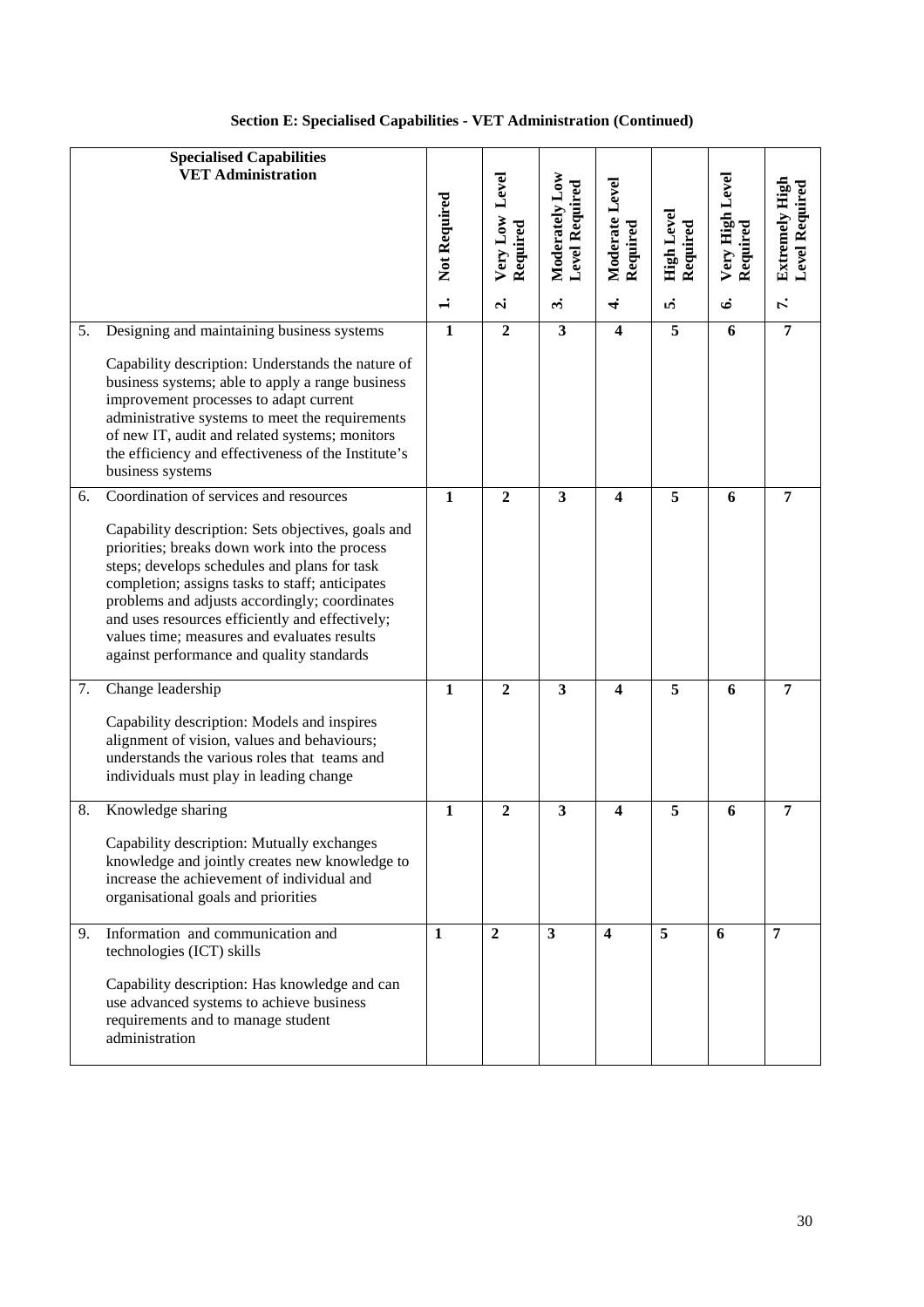**Section E: Specialised Capabilities - VET Administration (Continued)**

| Specialised Capabilities VET Administration | 1. Not Required | 2. Very Low Level Required | 3. Moderately Low Level Required | 4. Moderate Level Required | 5. High Level Required | 6. Very High Level Required | 7. Extremely High Level Required |
|---|---|---|---|---|---|---|---|
| 5. Designing and maintaining business systems<br><br>Capability description: Understands the nature of business systems; able to apply a range business improvement processes to adapt current administrative systems to meet the requirements of new IT, audit and related systems; monitors the efficiency and effectiveness of the Institute's business systems | 1 | 2 | 3 | 4 | 5 | 6 | 7 |
| 6. Coordination of services and resources<br><br>Capability description: Sets objectives, goals and priorities; breaks down work into the process steps; develops schedules and plans for task completion; assigns tasks to staff; anticipates problems and adjusts accordingly; coordinates and uses resources efficiently and effectively; values time; measures and evaluates results against performance and quality standards | 1 | 2 | 3 | 4 | 5 | 6 | 7 |
| 7. Change leadership<br><br>Capability description: Models and inspires alignment of vision, values and behaviours; understands the various roles that teams and individuals must play in leading change | 1 | 2 | 3 | 4 | 5 | 6 | 7 |
| 8. Knowledge sharing<br><br>Capability description: Mutually exchanges knowledge and jointly creates new knowledge to increase the achievement of individual and organisational goals and priorities | 1 | 2 | 3 | 4 | 5 | 6 | 7 |
| 9. Information and communication and technologies (ICT) skills<br><br>Capability description: Has knowledge and can use advanced systems to achieve business requirements and to manage student administration | 1 | 2 | 3 | 4 | 5 | 6 | 7 |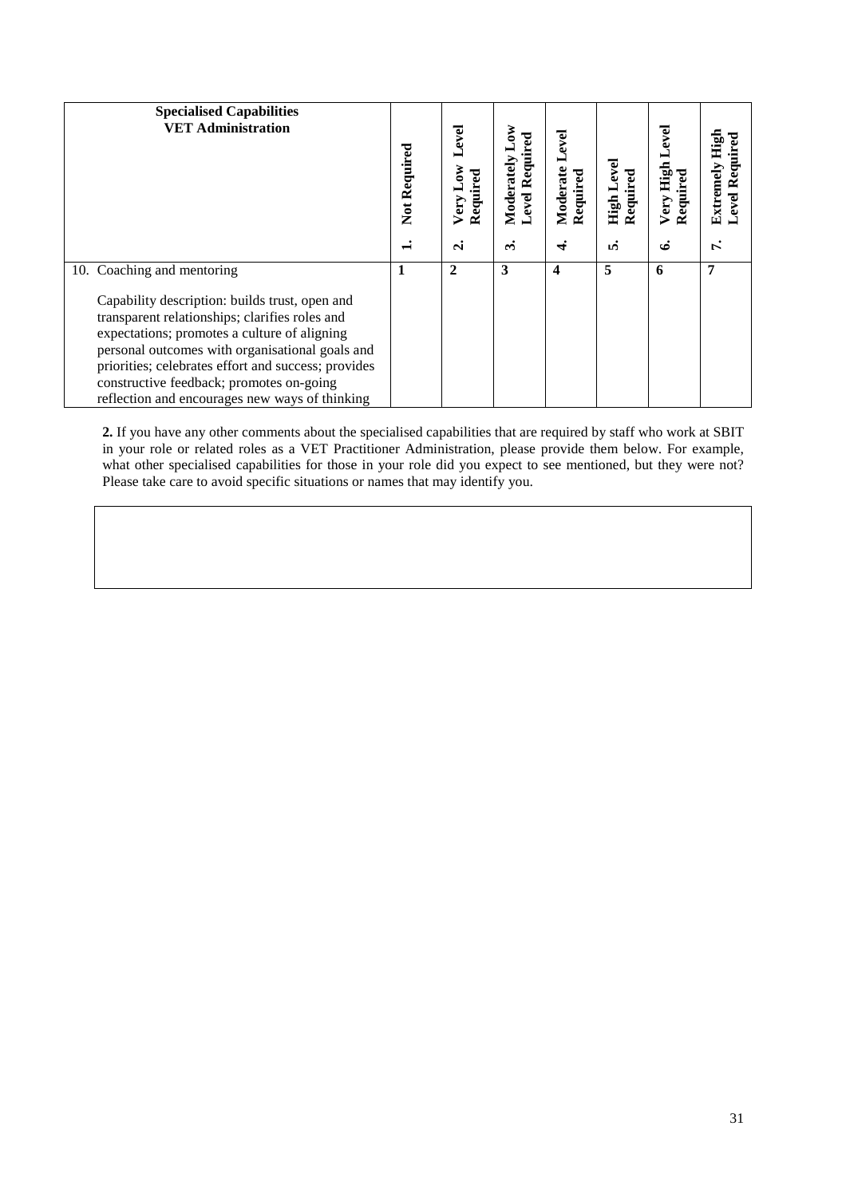| **Specialised Capabilities VET Administration** | **1. Not Required** | **2. Very Low Level Required** | **3. Moderately Low Level Required** | **4. Moderate Level Required** | **5. High Level Required** | **6. Very High Level Required** | **7. Extremely High Level Required** |
|---|---|---|---|---|---|---|---|
| 10. Coaching and mentoring<br><br>Capability description: builds trust, open and transparent relationships; clarifies roles and expectations; promotes a culture of aligning personal outcomes with organisational goals and priorities; celebrates effort and success; provides constructive feedback; promotes on-going reflection and encourages new ways of thinking | **1** | **2** | **3** | **4** | **5** | **6** | **7** |

**2.** If you have any other comments about the specialised capabilities that are required by staff who work at SBIT in your role or related roles as a VET Practitioner Administration, please provide them below. For example, what other specialised capabilities for those in your role did you expect to see mentioned, but they were not? Please take care to avoid specific situations or names that may identify you.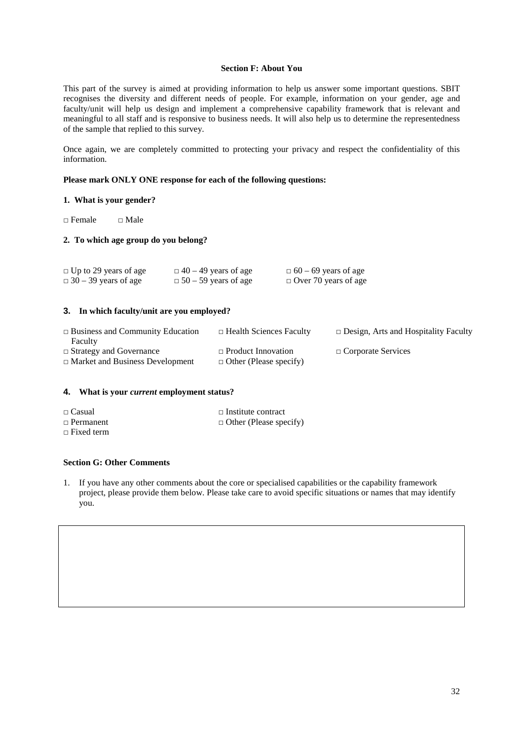## Section F: About You

This part of the survey is aimed at providing information to help us answer some important questions. SBIT recognises the diversity and different needs of people. For example, information on your gender, age and faculty/unit will help us design and implement a comprehensive capability framework that is relevant and meaningful to all staff and is responsive to business needs. It will also help us to determine the representedness of the sample that replied to this survey.

Once again, we are completely committed to protecting your privacy and respect the confidentiality of this information.

**Please mark ONLY ONE response for each of the following questions:**

**1. What is your gender?**

□ Female □ Male

**2. To which age group do you belong?**

□ Up to 29 years of age
□ 30 – 39 years of age
□ 40 – 49 years of age
□ 50 – 59 years of age
□ 60 – 69 years of age
□ Over 70 years of age

**3. In which faculty/unit are you employed?**

□ Business and Community Education Faculty
□ Strategy and Governance
□ Market and Business Development
□ Health Sciences Faculty
□ Product Innovation
□ Other (Please specify)
□ Design, Arts and Hospitality Faculty
□ Corporate Services

**4. What is your *current* employment status?**

□ Casual
□ Permanent
□ Fixed term
□ Institute contract
□ Other (Please specify)

## Section G: Other Comments

1. If you have any other comments about the core or specialised capabilities or the capability framework project, please provide them below. Please take care to avoid specific situations or names that may identify you.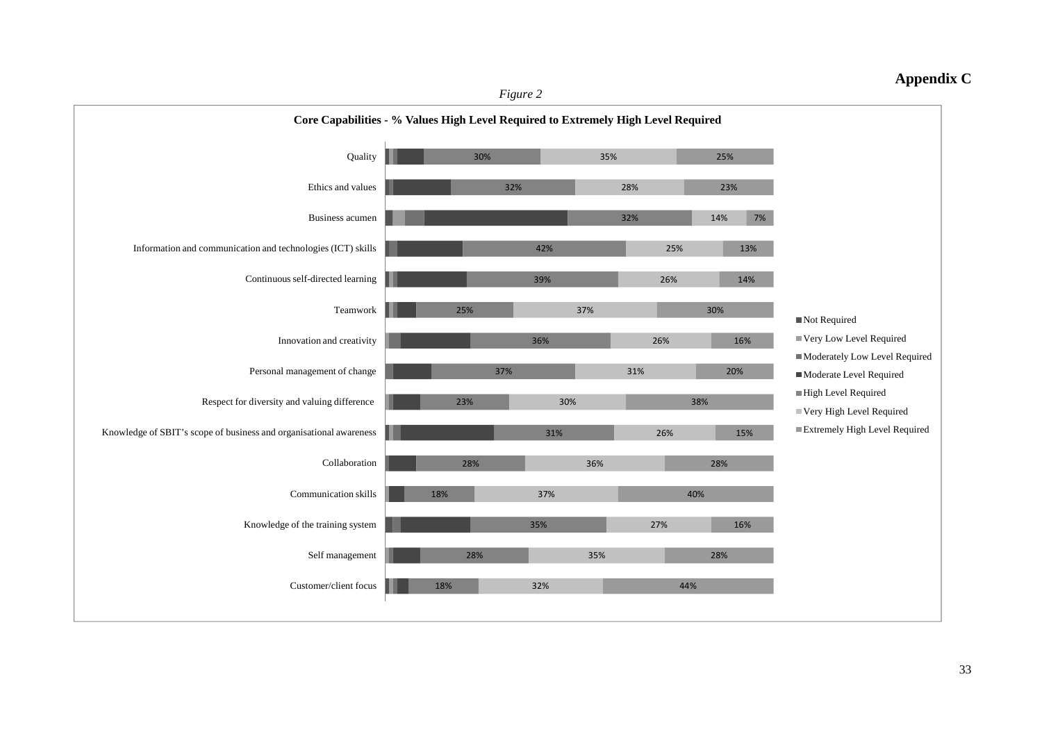# Appendix C

*Figure 2*

**Core Capabilities - % Values High Level Required to Extremely High Level Required**

| Capability | High Level Required | Very High Level Required | Extremely High Level Required |
|---|---|---|---|
| Quality | 30% | 35% | 25% |
| Ethics and values | 32% | 28% | 23% |
| Business acumen | 32% | 14% | 7% |
| Information and communication and technologies (ICT) skills | 42% | 25% | 13% |
| Continuous self-directed learning | 39% | 26% | 14% |
| Teamwork | 25% | 37% | 30% |
| Innovation and creativity | 36% | 26% | 16% |
| Personal management of change | 37% | 31% | 20% |
| Respect for diversity and valuing difference | 23% | 30% | 38% |
| Knowledge of SBIT's scope of business and organisational awareness | 31% | 26% | 15% |
| Collaboration | 28% | 36% | 28% |
| Communication skills | 18% | 37% | 40% |
| Knowledge of the training system | 35% | 27% | 16% |
| Self management | 28% | 35% | 28% |
| Customer/client focus | 18% | 32% | 44% |

Legend: Not Required; Very Low Level Required; Moderately Low Level Required; Moderate Level Required; High Level Required; Very High Level Required; Extremely High Level Required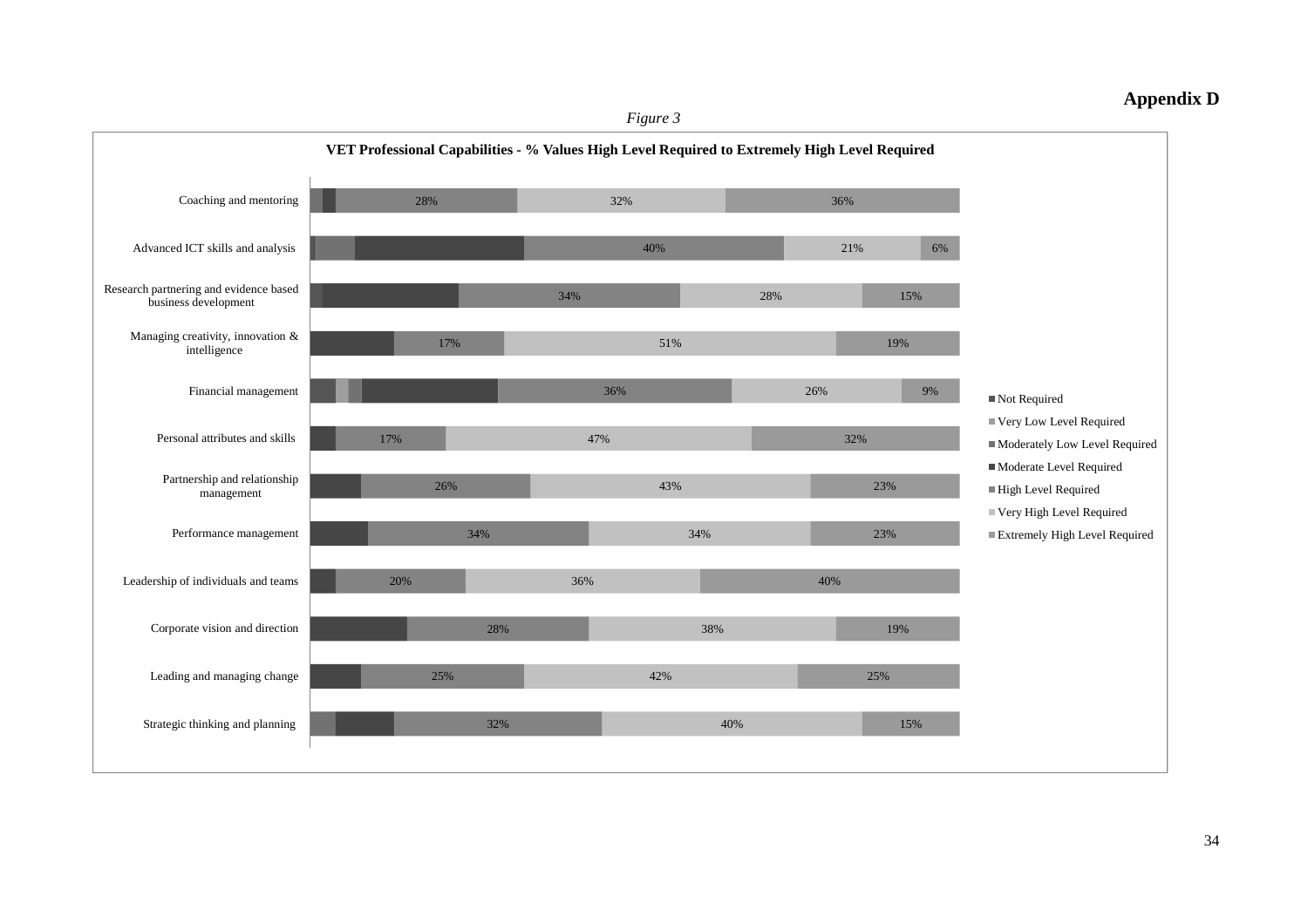## Appendix D

*Figure 3*

**VET Professional Capabilities - % Values High Level Required to Extremely High Level Required**

| Capability | High Level Required | Very High Level Required | Extremely High Level Required |
|---|---|---|---|
| Coaching and mentoring | 28% | 32% | 36% |
| Advanced ICT skills and analysis | 40% | 21% | 6% |
| Research partnering and evidence based business development | 34% | 28% | 15% |
| Managing creativity, innovation & intelligence | 17% | 51% | 19% |
| Financial management | 36% | 26% | 9% |
| Personal attributes and skills | 17% | 47% | 32% |
| Partnership and relationship management | 26% | 43% | 23% |
| Performance management | 34% | 34% | 23% |
| Leadership of individuals and teams | 20% | 36% | 40% |
| Corporate vision and direction | 28% | 38% | 19% |
| Leading and managing change | 25% | 42% | 25% |
| Strategic thinking and planning | 32% | 40% | 15% |

Legend:
- Not Required
- Very Low Level Required
- Moderately Low Level Required
- Moderate Level Required
- High Level Required
- Very High Level Required
- Extremely High Level Required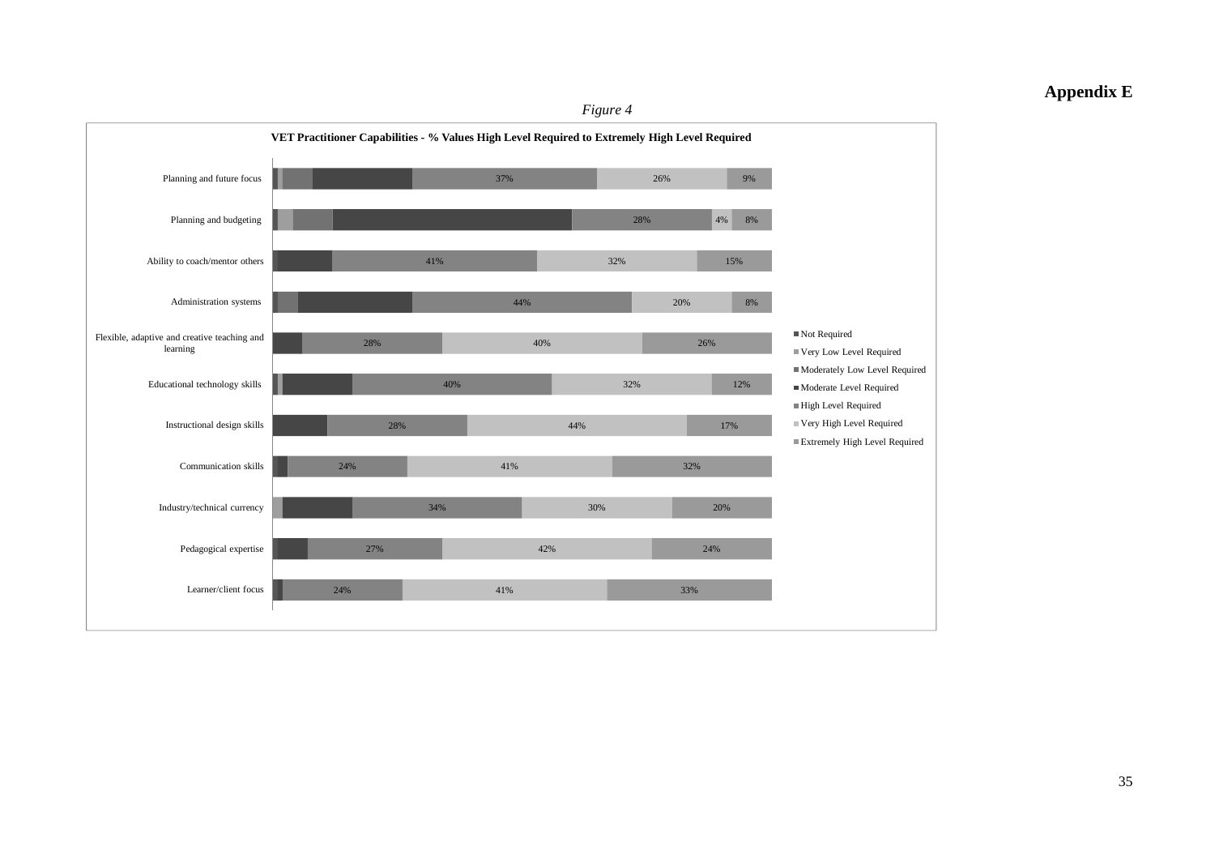# Appendix E

*Figure 4*

**VET Practitioner Capabilities - % Values High Level Required to Extremely High Level Required**

| Capability | High Level Required | Very High Level Required | Extremely High Level Required |
|---|---|---|---|
| Planning and future focus | 37% | 26% | 9% |
| Planning and budgeting | 28% | 4% | 8% |
| Ability to coach/mentor others | 41% | 32% | 15% |
| Administration systems | 44% | 20% | 8% |
| Flexible, adaptive and creative teaching and learning | 28% | 40% | 26% |
| Educational technology skills | 40% | 32% | 12% |
| Instructional design skills | 28% | 44% | 17% |
| Communication skills | 24% | 41% | 32% |
| Industry/technical currency | 34% | 30% | 20% |
| Pedagogical expertise | 27% | 42% | 24% |
| Learner/client focus | 24% | 41% | 33% |

Legend: Not Required; Very Low Level Required; Moderately Low Level Required; Moderate Level Required; High Level Required; Very High Level Required; Extremely High Level Required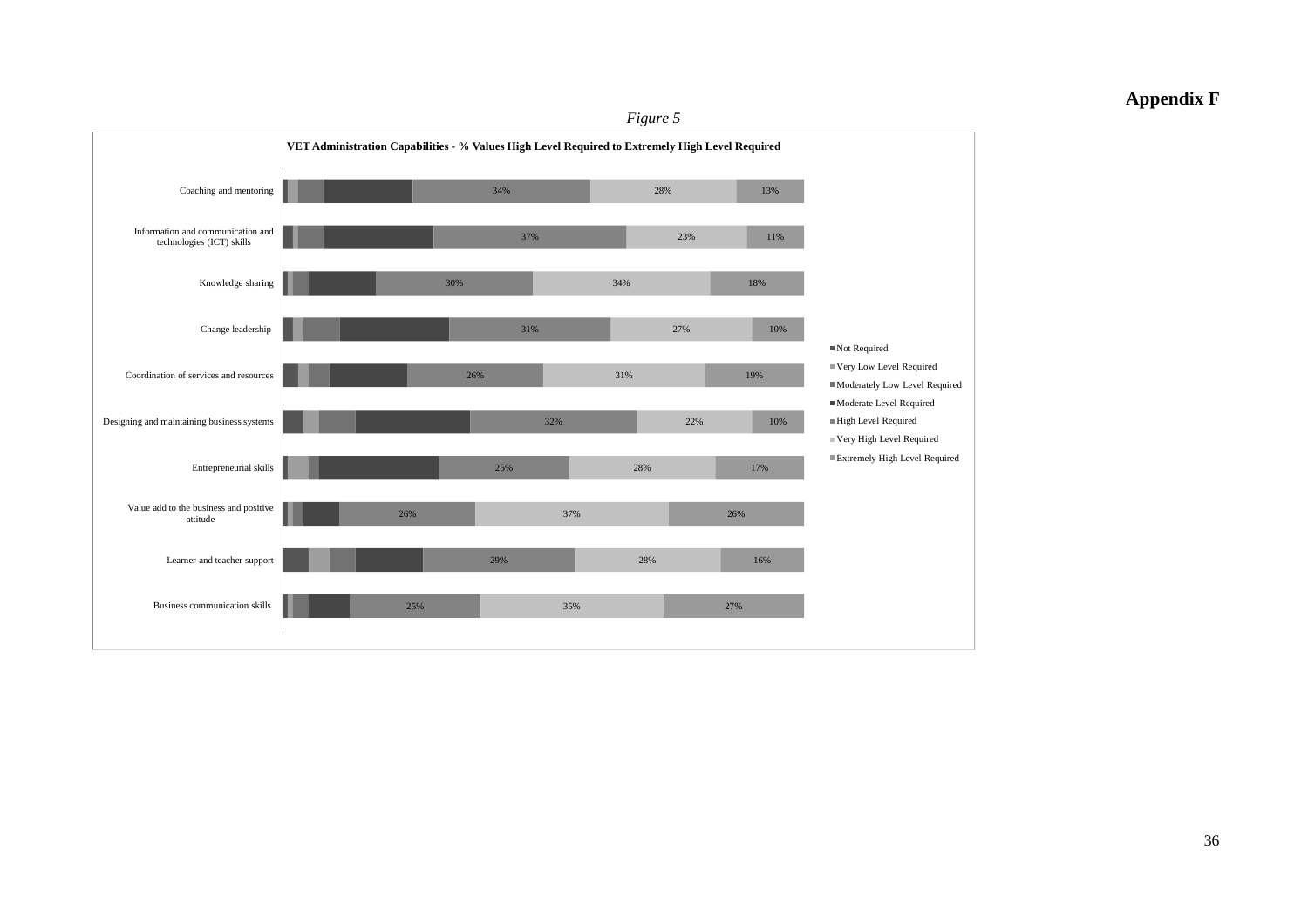# Appendix F

*Figure 5*

**VET Administration Capabilities - % Values High Level Required to Extremely High Level Required**

| Capability | High Level Required | Very High Level Required | Extremely High Level Required |
|---|---|---|---|
| Coaching and mentoring | 34% | 28% | 13% |
| Information and communication and technologies (ICT) skills | 37% | 23% | 11% |
| Knowledge sharing | 30% | 34% | 18% |
| Change leadership | 31% | 27% | 10% |
| Coordination of services and resources | 26% | 31% | 19% |
| Designing and maintaining business systems | 32% | 22% | 10% |
| Entrepreneurial skills | 25% | 28% | 17% |
| Value add to the business and positive attitude | 26% | 37% | 26% |
| Learner and teacher support | 29% | 28% | 16% |
| Business communication skills | 25% | 35% | 27% |

Legend: Not Required; Very Low Level Required; Moderately Low Level Required; Moderate Level Required; High Level Required; Very High Level Required; Extremely High Level Required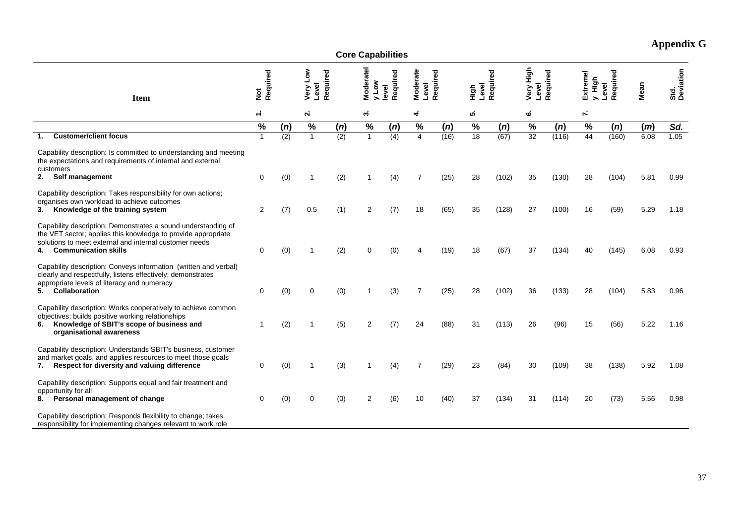# Appendix G

**Core Capabilities**

| Item | 1. Not Required | | 2. Very Low Level Required | | 3. Moderately Low level Required | | 4. Moderate Level Required | | 5. High Level Required | | 6. Very High Level Required | | 7. Extremely High Level Required | | Mean | Std. Deviation |
|---|---|---|---|---|---|---|---|---|---|---|---|---|---|---|---|---|
| | % | (*n*) | % | (*n*) | % | (*n*) | % | (*n*) | % | (*n*) | % | (*n*) | % | (*n*) | (*m*) | *Sd.* |
| **1. Customer/client focus**<br>Capability description: Is committed to understanding and meeting the expectations and requirements of internal and external customers | 1 | (2) | 1 | (2) | 1 | (4) | 4 | (16) | 18 | (67) | 32 | (116) | 44 | (160) | 6.08 | 1.05 |
| **2. Self management**<br>Capability description: Takes responsibility for own actions; organises own workload to achieve outcomes | 0 | (0) | 1 | (2) | 1 | (4) | 7 | (25) | 28 | (102) | 35 | (130) | 28 | (104) | 5.81 | 0.99 |
| **3. Knowledge of the training system**<br>Capability description: Demonstrates a sound understanding of the VET sector; applies this knowledge to provide appropriate solutions to meet external and internal customer needs | 2 | (7) | 0.5 | (1) | 2 | (7) | 18 | (65) | 35 | (128) | 27 | (100) | 16 | (59) | 5.29 | 1.18 |
| **4. Communication skills**<br>Capability description: Conveys information (written and verbal) clearly and respectfully, listens effectively; demonstrates appropriate levels of literacy and numeracy | 0 | (0) | 1 | (2) | 0 | (0) | 4 | (19) | 18 | (67) | 37 | (134) | 40 | (145) | 6.08 | 0.93 |
| **5. Collaboration**<br>Capability description: Works cooperatively to achieve common objectives; builds positive working relationships | 0 | (0) | 0 | (0) | 1 | (3) | 7 | (25) | 28 | (102) | 36 | (133) | 28 | (104) | 5.83 | 0.96 |
| **6. Knowledge of SBIT's scope of business and organisational awareness**<br>Capability description: Understands SBIT's business, customer and market goals, and applies resources to meet those goals | 1 | (2) | 1 | (5) | 2 | (7) | 24 | (88) | 31 | (113) | 26 | (96) | 15 | (56) | 5.22 | 1.16 |
| **7. Respect for diversity and valuing difference**<br>Capability description: Supports equal and fair treatment and opportunity for all | 0 | (0) | 1 | (3) | 1 | (4) | 7 | (29) | 23 | (84) | 30 | (109) | 38 | (138) | 5.92 | 1.08 |
| **8. Personal management of change**<br>Capability description: Responds flexibility to change; takes responsibility for implementing changes relevant to work role | 0 | (0) | 0 | (0) | 2 | (6) | 10 | (40) | 37 | (134) | 31 | (114) | 20 | (73) | 5.56 | 0.98 |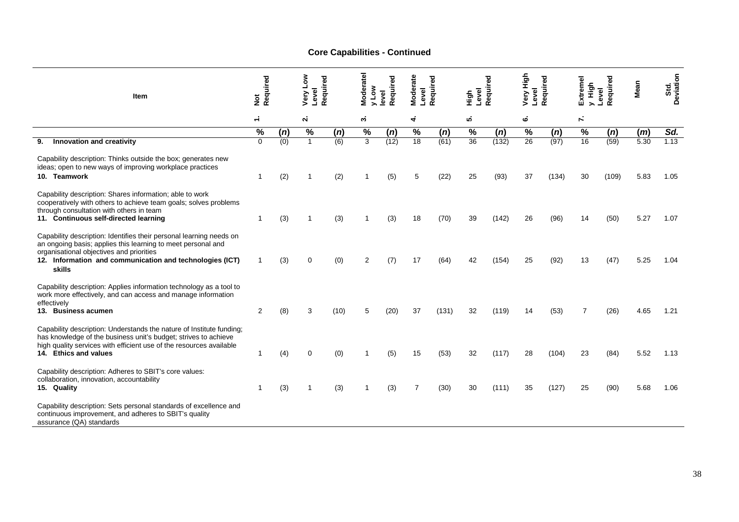## Core Capabilities - Continued

| Item | 1. Not Required | | 2. Very Low Level Required | | 3. Moderately Low level Required | | 4. Moderate Level Required | | 5. High Level Required | | 6. Very High Level Required | | 7. Extremely High Level Required | | Mean | Std. Deviation |
|---|---|---|---|---|---|---|---|---|---|---|---|---|---|---|---|---|
| | % | (n) | % | (n) | % | (n) | % | (n) | % | (n) | % | (n) | % | (n) | (m) | Sd. |
| **9. Innovation and creativity** | 0 | (0) | 1 | (6) | 3 | (12) | 18 | (61) | 36 | (132) | 26 | (97) | 16 | (59) | 5.30 | 1.13 |
| Capability description: Thinks outside the box; generates new ideas; open to new ways of improving workplace practices | | | | | | | | | | | | | | | | |
| **10. Teamwork** | 1 | (2) | 1 | (2) | 1 | (5) | 5 | (22) | 25 | (93) | 37 | (134) | 30 | (109) | 5.83 | 1.05 |
| Capability description: Shares information; able to work cooperatively with others to achieve team goals; solves problems through consultation with others in team | | | | | | | | | | | | | | | | |
| **11. Continuous self-directed learning** | 1 | (3) | 1 | (3) | 1 | (3) | 18 | (70) | 39 | (142) | 26 | (96) | 14 | (50) | 5.27 | 1.07 |
| Capability description: Identifies their personal learning needs on an ongoing basis; applies this learning to meet personal and organisational objectives and priorities | | | | | | | | | | | | | | | | |
| **12. Information and communication and technologies (ICT) skills** | 1 | (3) | 0 | (0) | 2 | (7) | 17 | (64) | 42 | (154) | 25 | (92) | 13 | (47) | 5.25 | 1.04 |
| Capability description: Applies information technology as a tool to work more effectively, and can access and manage information effectively | | | | | | | | | | | | | | | | |
| **13. Business acumen** | 2 | (8) | 3 | (10) | 5 | (20) | 37 | (131) | 32 | (119) | 14 | (53) | 7 | (26) | 4.65 | 1.21 |
| Capability description: Understands the nature of Institute funding; has knowledge of the business unit's budget; strives to achieve high quality services with efficient use of the resources available | | | | | | | | | | | | | | | | |
| **14. Ethics and values** | 1 | (4) | 0 | (0) | 1 | (5) | 15 | (53) | 32 | (117) | 28 | (104) | 23 | (84) | 5.52 | 1.13 |
| Capability description: Adheres to SBIT's core values: collaboration, innovation, accountability | | | | | | | | | | | | | | | | |
| **15. Quality** | 1 | (3) | 1 | (3) | 1 | (3) | 7 | (30) | 30 | (111) | 35 | (127) | 25 | (90) | 5.68 | 1.06 |
| Capability description: Sets personal standards of excellence and continuous improvement, and adheres to SBIT's quality assurance (QA) standards | | | | | | | | | | | | | | | | |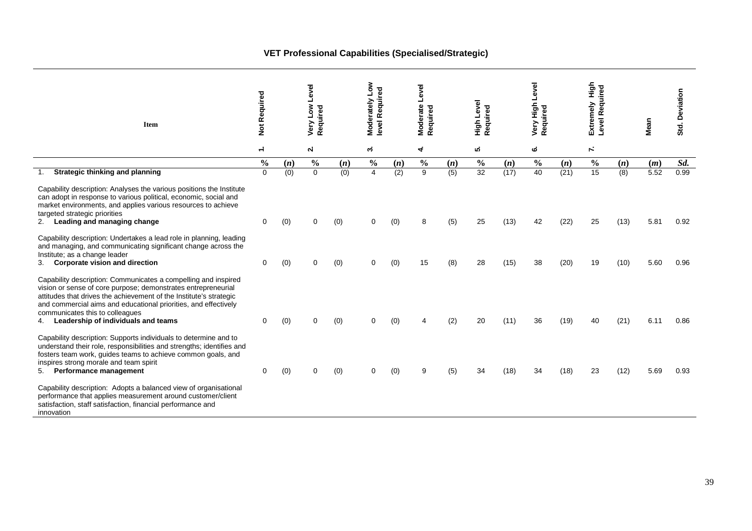**VET Professional Capabilities (Specialised/Strategic)**

| Item | 1. Not Required | | 2. Very Low Level Required | | 3. Moderately Low level Required | | 4. Moderate Level Required | | 5. High Level Required | | 6. Very High Level Required | | 7. Extremely High Level Required | | Mean | Std. Deviation |
|---|---|---|---|---|---|---|---|---|---|---|---|---|---|---|---|---|
| | % | (*n*) | % | (*n*) | % | (*n*) | % | (*n*) | % | (*n*) | % | (*n*) | % | (*n*) | (*m*) | *Sd.* |
| 1. **Strategic thinking and planning**<br><br>Capability description: Analyses the various positions the Institute can adopt in response to various political, economic, social and market environments, and applies various resources to achieve targeted strategic priorities | 0 | (0) | 0 | (0) | 4 | (2) | 9 | (5) | 32 | (17) | 40 | (21) | 15 | (8) | 5.52 | 0.99 |
| 2. **Leading and managing change**<br><br>Capability description: Undertakes a lead role in planning, leading and managing, and communicating significant change across the Institute; as a change leader | 0 | (0) | 0 | (0) | 0 | (0) | 8 | (5) | 25 | (13) | 42 | (22) | 25 | (13) | 5.81 | 0.92 |
| 3. **Corporate vision and direction**<br><br>Capability description: Communicates a compelling and inspired vision or sense of core purpose; demonstrates entrepreneurial attitudes that drives the achievement of the Institute's strategic and commercial aims and educational priorities, and effectively communicates this to colleagues | 0 | (0) | 0 | (0) | 0 | (0) | 15 | (8) | 28 | (15) | 38 | (20) | 19 | (10) | 5.60 | 0.96 |
| 4. **Leadership of individuals and teams**<br><br>Capability description: Supports individuals to determine and to understand their role, responsibilities and strengths; identifies and fosters team work, guides teams to achieve common goals, and inspires strong morale and team spirit | 0 | (0) | 0 | (0) | 0 | (0) | 4 | (2) | 20 | (11) | 36 | (19) | 40 | (21) | 6.11 | 0.86 |
| 5. **Performance management**<br><br>Capability description: Adopts a balanced view of organisational performance that applies measurement around customer/client satisfaction, staff satisfaction, financial performance and innovation | 0 | (0) | 0 | (0) | 0 | (0) | 9 | (5) | 34 | (18) | 34 | (18) | 23 | (12) | 5.69 | 0.93 |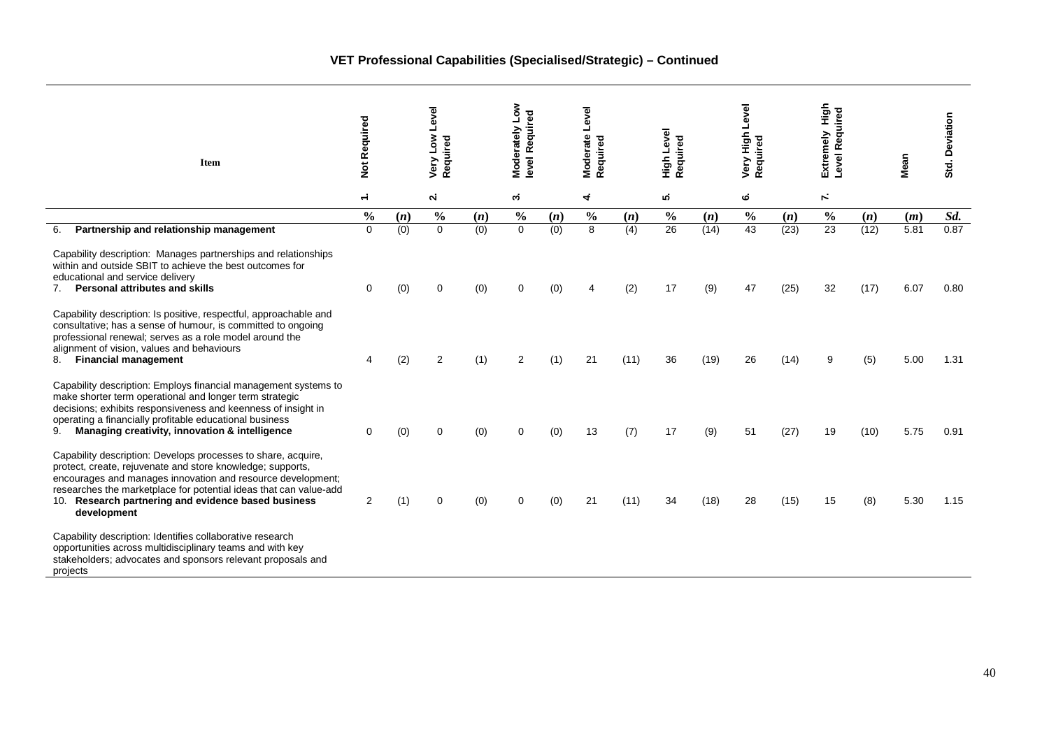### VET Professional Capabilities (Specialised/Strategic) – Continued

| Item | 1. Not Required | | 2. Very Low Level Required | | 3. Moderately Low level Required | | 4. Moderate Level Required | | 5. High Level Required | | 6. Very High Level Required | | 7. Extremely High Level Required | | Mean | Std. Deviation |
|---|---|---|---|---|---|---|---|---|---|---|---|---|---|---|---|---|
| | % | (*n*) | % | (*n*) | % | (*n*) | % | (*n*) | % | (*n*) | % | (*n*) | % | (*n*) | (*m*) | *Sd.* |
| 6. **Partnership and relationship management**<br><br>Capability description: Manages partnerships and relationships within and outside SBIT to achieve the best outcomes for educational and service delivery | 0 | (0) | 0 | (0) | 0 | (0) | 8 | (4) | 26 | (14) | 43 | (23) | 23 | (12) | 5.81 | 0.87 |
| 7. **Personal attributes and skills**<br><br>Capability description: Is positive, respectful, approachable and consultative; has a sense of humour, is committed to ongoing professional renewal; serves as a role model around the alignment of vision, values and behaviours | 0 | (0) | 0 | (0) | 0 | (0) | 4 | (2) | 17 | (9) | 47 | (25) | 32 | (17) | 6.07 | 0.80 |
| 8. **Financial management**<br><br>Capability description: Employs financial management systems to make shorter term operational and longer term strategic decisions; exhibits responsiveness and keenness of insight in operating a financially profitable educational business | 4 | (2) | 2 | (1) | 2 | (1) | 21 | (11) | 36 | (19) | 26 | (14) | 9 | (5) | 5.00 | 1.31 |
| 9. **Managing creativity, innovation & intelligence**<br><br>Capability description: Develops processes to share, acquire, protect, create, rejuvenate and store knowledge; supports, encourages and manages innovation and resource development; researches the marketplace for potential ideas that can value-add | 0 | (0) | 0 | (0) | 0 | (0) | 13 | (7) | 17 | (9) | 51 | (27) | 19 | (10) | 5.75 | 0.91 |
| 10. **Research partnering and evidence based business development**<br><br>Capability description: Identifies collaborative research opportunities across multidisciplinary teams and with key stakeholders; advocates and sponsors relevant proposals and projects | 2 | (1) | 0 | (0) | 0 | (0) | 21 | (11) | 34 | (18) | 28 | (15) | 15 | (8) | 5.30 | 1.15 |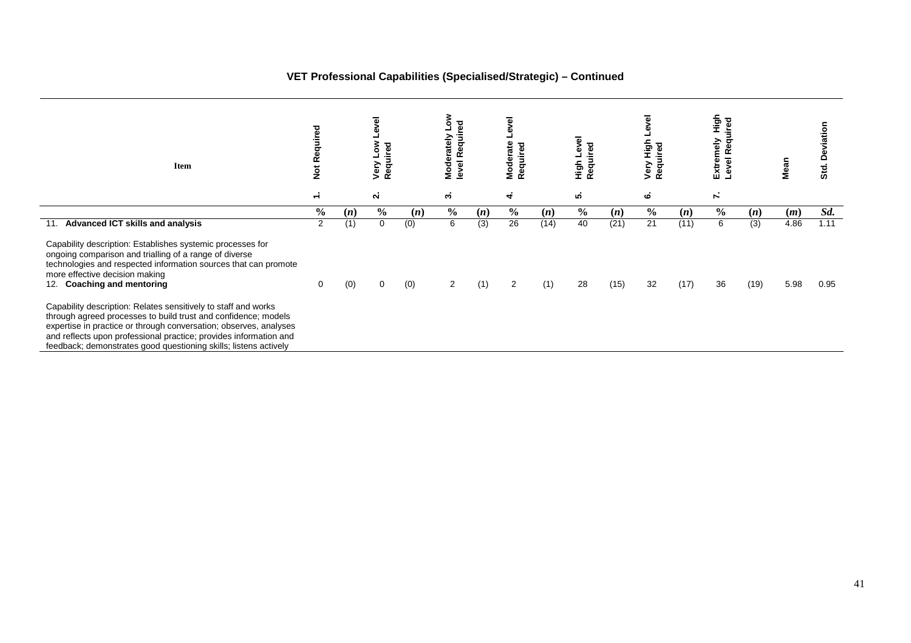**VET Professional Capabilities (Specialised/Strategic) – Continued**

| Item | 1. Not Required | | 2. Very Low Level Required | | 3. Moderately Low level Required | | 4. Moderate Level Required | | 5. High Level Required | | 6. Very High Level Required | | 7. Extremely High Level Required | | Mean | Std. Deviation |
|---|---|---|---|---|---|---|---|---|---|---|---|---|---|---|---|---|
| | % | (n) | % | (n) | % | (n) | % | (n) | % | (n) | % | (n) | % | (n) | (m) | Sd. |
| 11. **Advanced ICT skills and analysis**<br><br>Capability description: Establishes systemic processes for ongoing comparison and trialling of a range of diverse technologies and respected information sources that can promote more effective decision making | 2 | (1) | 0 | (0) | 6 | (3) | 26 | (14) | 40 | (21) | 21 | (11) | 6 | (3) | 4.86 | 1.11 |
| 12. **Coaching and mentoring**<br><br>Capability description: Relates sensitively to staff and works through agreed processes to build trust and confidence; models expertise in practice or through conversation; observes, analyses and reflects upon professional practice; provides information and feedback; demonstrates good questioning skills; listens actively | 0 | (0) | 0 | (0) | 2 | (1) | 2 | (1) | 28 | (15) | 32 | (17) | 36 | (19) | 5.98 | 0.95 |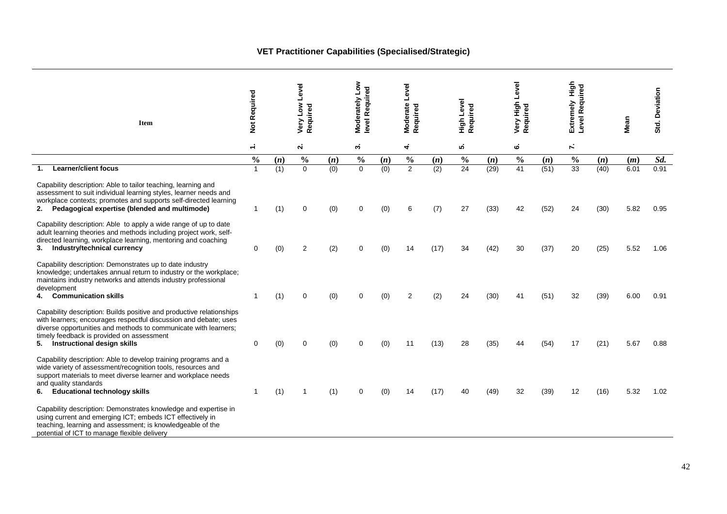**VET Practitioner Capabilities (Specialised/Strategic)**

| Item | 1. Not Required | | 2. Very Low Level Required | | 3. Moderately Low level Required | | 4. Moderate Level Required | | 5. High Level Required | | 6. Very High Level Required | | 7. Extremely High Level Required | | Mean | Std. Deviation |
|---|---|---|---|---|---|---|---|---|---|---|---|---|---|---|---|---|
| | % | (*n*) | % | (*n*) | % | (*n*) | % | (*n*) | % | (*n*) | % | (*n*) | % | (*n*) | (*m*) | *Sd.* |
| **1. Learner/client focus**<br>Capability description: Able to tailor teaching, learning and assessment to suit individual learning styles, learner needs and workplace contexts; promotes and supports self-directed learning | 1 | (1) | 0 | (0) | 0 | (0) | 2 | (2) | 24 | (29) | 41 | (51) | 33 | (40) | 6.01 | 0.91 |
| **2. Pedagogical expertise (blended and multimode)**<br>Capability description: Able to apply a wide range of up to date adult learning theories and methods including project work, self-directed learning, workplace learning, mentoring and coaching | 1 | (1) | 0 | (0) | 0 | (0) | 6 | (7) | 27 | (33) | 42 | (52) | 24 | (30) | 5.82 | 0.95 |
| **3. Industry/technical currency**<br>Capability description: Demonstrates up to date industry knowledge; undertakes annual return to industry or the workplace; maintains industry networks and attends industry professional development | 0 | (0) | 2 | (2) | 0 | (0) | 14 | (17) | 34 | (42) | 30 | (37) | 20 | (25) | 5.52 | 1.06 |
| **4. Communication skills**<br>Capability description: Builds positive and productive relationships with learners; encourages respectful discussion and debate; uses diverse opportunities and methods to communicate with learners; timely feedback is provided on assessment | 1 | (1) | 0 | (0) | 0 | (0) | 2 | (2) | 24 | (30) | 41 | (51) | 32 | (39) | 6.00 | 0.91 |
| **5. Instructional design skills**<br>Capability description: Able to develop training programs and a wide variety of assessment/recognition tools, resources and support materials to meet diverse learner and workplace needs and quality standards | 0 | (0) | 0 | (0) | 0 | (0) | 11 | (13) | 28 | (35) | 44 | (54) | 17 | (21) | 5.67 | 0.88 |
| **6. Educational technology skills**<br>Capability description: Demonstrates knowledge and expertise in using current and emerging ICT; embeds ICT effectively in teaching, learning and assessment; is knowledgeable of the potential of ICT to manage flexible delivery | 1 | (1) | 1 | (1) | 0 | (0) | 14 | (17) | 40 | (49) | 32 | (39) | 12 | (16) | 5.32 | 1.02 |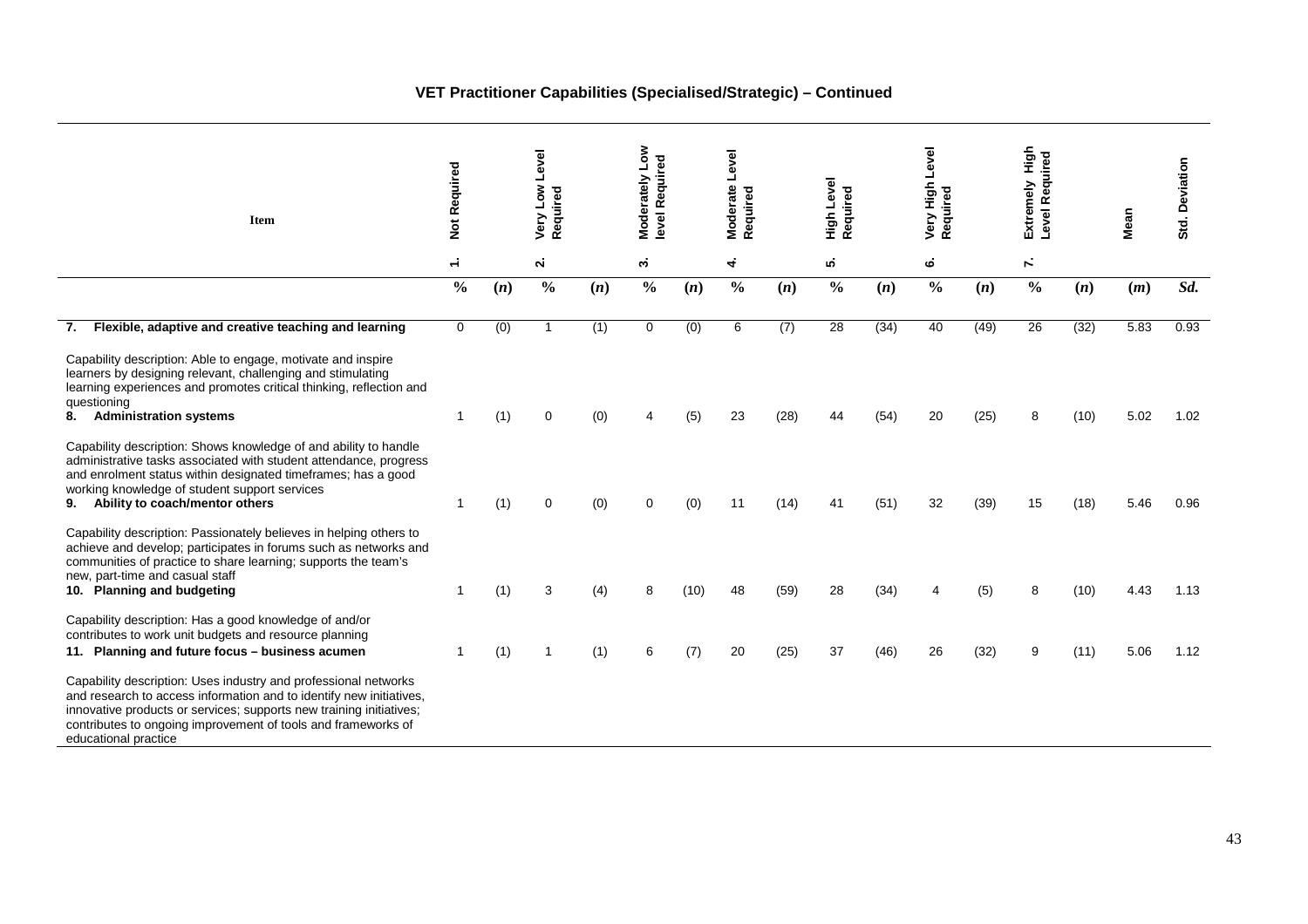## VET Practitioner Capabilities (Specialised/Strategic) – Continued

| Item | 1. Not Required | | 2. Very Low Level Required | | 3. Moderately Low level Required | | 4. Moderate Level Required | | 5. High Level Required | | 6. Very High Level Required | | 7. Extremely High Level Required | | Mean | Std. Deviation |
|---|---|---|---|---|---|---|---|---|---|---|---|---|---|---|---|---|
| | % | (*n*) | % | (*n*) | % | (*n*) | % | (*n*) | % | (*n*) | % | (*n*) | % | (*n*) | (*m*) | *Sd.* |
| **7. Flexible, adaptive and creative teaching and learning** | 0 | (0) | 1 | (1) | 0 | (0) | 6 | (7) | 28 | (34) | 40 | (49) | 26 | (32) | 5.83 | 0.93 |
| Capability description: Able to engage, motivate and inspire learners by designing relevant, challenging and stimulating learning experiences and promotes critical thinking, reflection and questioning | | | | | | | | | | | | | | | | |
| **8. Administration systems** | 1 | (1) | 0 | (0) | 4 | (5) | 23 | (28) | 44 | (54) | 20 | (25) | 8 | (10) | 5.02 | 1.02 |
| Capability description: Shows knowledge of and ability to handle administrative tasks associated with student attendance, progress and enrolment status within designated timeframes; has a good working knowledge of student support services | | | | | | | | | | | | | | | | |
| **9. Ability to coach/mentor others** | 1 | (1) | 0 | (0) | 0 | (0) | 11 | (14) | 41 | (51) | 32 | (39) | 15 | (18) | 5.46 | 0.96 |
| Capability description: Passionately believes in helping others to achieve and develop; participates in forums such as networks and communities of practice to share learning; supports the team's new, part-time and casual staff | | | | | | | | | | | | | | | | |
| **10. Planning and budgeting** | 1 | (1) | 3 | (4) | 8 | (10) | 48 | (59) | 28 | (34) | 4 | (5) | 8 | (10) | 4.43 | 1.13 |
| Capability description: Has a good knowledge of and/or contributes to work unit budgets and resource planning | | | | | | | | | | | | | | | | |
| **11. Planning and future focus – business acumen** | 1 | (1) | 1 | (1) | 6 | (7) | 20 | (25) | 37 | (46) | 26 | (32) | 9 | (11) | 5.06 | 1.12 |
| Capability description: Uses industry and professional networks and research to access information and to identify new initiatives, innovative products or services; supports new training initiatives; contributes to ongoing improvement of tools and frameworks of educational practice | | | | | | | | | | | | | | | | |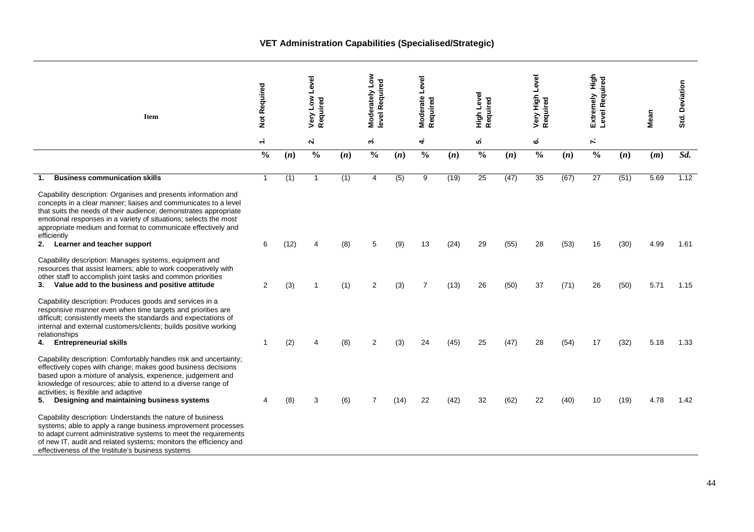**VET Administration Capabilities (Specialised/Strategic)**

| Item | 1. Not Required | | 2. Very Low Level Required | | 3. Moderately Low level Required | | 4. Moderate Level Required | | 5. High Level Required | | 6. Very High Level Required | | 7. Extremely High Level Required | | Mean | Std. Deviation |
|---|---|---|---|---|---|---|---|---|---|---|---|---|---|---|---|---|
| | % | (*n*) | % | (*n*) | % | (*n*) | % | (*n*) | % | (*n*) | % | (*n*) | % | (*n*) | (*m*) | *Sd.* |
| **1. Business communication skills** | 1 | (1) | 1 | (1) | 4 | (5) | 9 | (19) | 25 | (47) | 35 | (67) | 27 | (51) | 5.69 | 1.12 |
| Capability description: Organises and presents information and concepts in a clear manner; liaises and communicates to a level that suits the needs of their audience; demonstrates appropriate emotional responses in a variety of situations; selects the most appropriate medium and format to communicate effectively and efficiently | | | | | | | | | | | | | | | | |
| **2. Learner and teacher support** | 6 | (12) | 4 | (8) | 5 | (9) | 13 | (24) | 29 | (55) | 28 | (53) | 16 | (30) | 4.99 | 1.61 |
| Capability description: Manages systems, equipment and resources that assist learners; able to work cooperatively with other staff to accomplish joint tasks and common priorities | | | | | | | | | | | | | | | | |
| **3. Value add to the business and positive attitude** | 2 | (3) | 1 | (1) | 2 | (3) | 7 | (13) | 26 | (50) | 37 | (71) | 26 | (50) | 5.71 | 1.15 |
| Capability description: Produces goods and services in a responsive manner even when time targets and priorities are difficult; consistently meets the standards and expectations of internal and external customers/clients; builds positive working relationships | | | | | | | | | | | | | | | | |
| **4. Entrepreneurial skills** | 1 | (2) | 4 | (8) | 2 | (3) | 24 | (45) | 25 | (47) | 28 | (54) | 17 | (32) | 5.18 | 1.33 |
| Capability description: Comfortably handles risk and uncertainty; effectively copes with change; makes good business decisions based upon a mixture of analysis, experience, judgement and knowledge of resources; able to attend to a diverse range of activities; is flexible and adaptive | | | | | | | | | | | | | | | | |
| **5. Designing and maintaining business systems** | 4 | (8) | 3 | (6) | 7 | (14) | 22 | (42) | 32 | (62) | 22 | (40) | 10 | (19) | 4.78 | 1.42 |
| Capability description: Understands the nature of business systems; able to apply a range business improvement processes to adapt current administrative systems to meet the requirements of new IT, audit and related systems; monitors the efficiency and effectiveness of the Institute's business systems | | | | | | | | | | | | | | | | |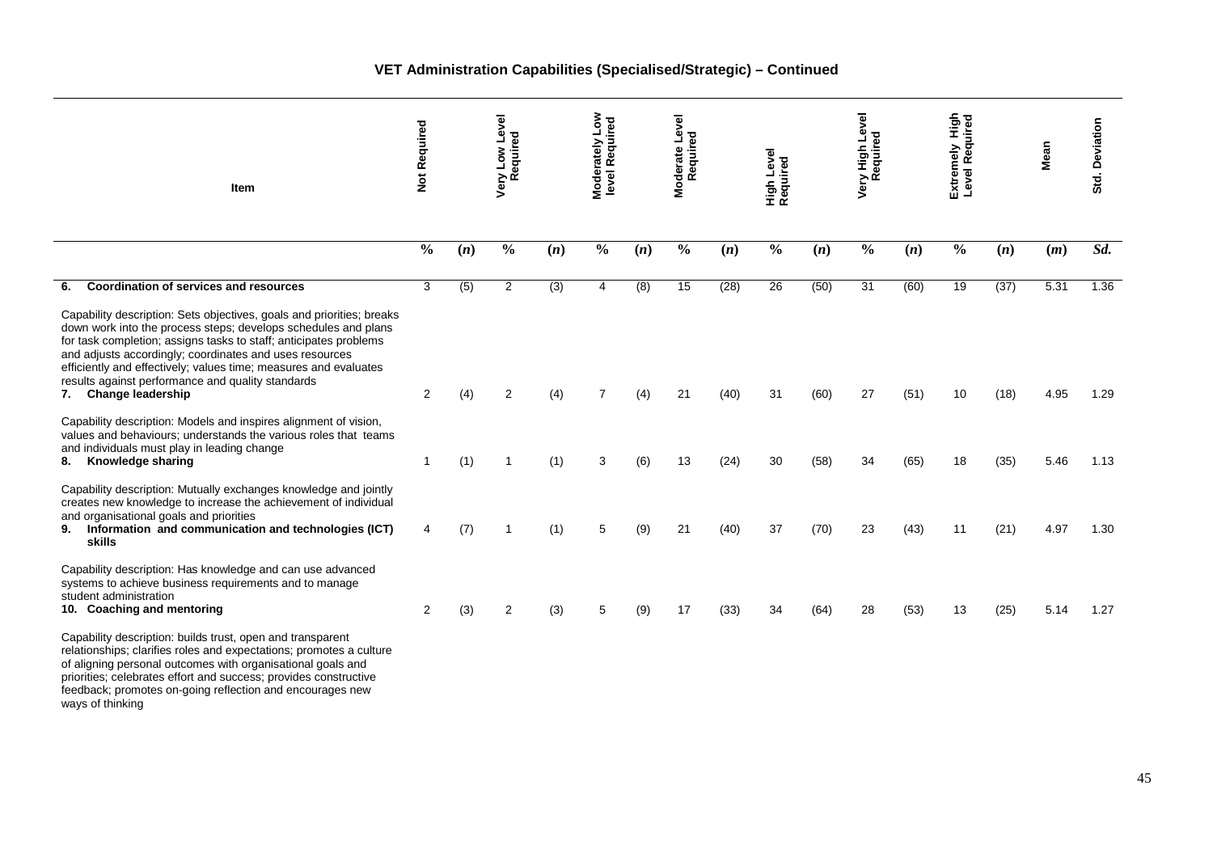### VET Administration Capabilities (Specialised/Strategic) – Continued

| Item | Not Required | | Very Low Level Required | | Moderately Low level Required | | Moderate Level Required | | High Level Required | | Very High Level Required | | Extremely High Level Required | | Mean | Std. Deviation |
|---|---|---|---|---|---|---|---|---|---|---|---|---|---|---|---|---|
| | % | (*n*) | % | (*n*) | % | (*n*) | % | (*n*) | % | (*n*) | % | (*n*) | % | (*n*) | (*m*) | *Sd.* |
| **6. Coordination of services and resources** | 3 | (5) | 2 | (3) | 4 | (8) | 15 | (28) | 26 | (50) | 31 | (60) | 19 | (37) | 5.31 | 1.36 |
| Capability description: Sets objectives, goals and priorities; breaks down work into the process steps; develops schedules and plans for task completion; assigns tasks to staff; anticipates problems and adjusts accordingly; coordinates and uses resources efficiently and effectively; values time; measures and evaluates results against performance and quality standards | | | | | | | | | | | | | | | | |
| **7. Change leadership** | 2 | (4) | 2 | (4) | 7 | (4) | 21 | (40) | 31 | (60) | 27 | (51) | 10 | (18) | 4.95 | 1.29 |
| Capability description: Models and inspires alignment of vision, values and behaviours; understands the various roles that teams and individuals must play in leading change | | | | | | | | | | | | | | | | |
| **8. Knowledge sharing** | 1 | (1) | 1 | (1) | 3 | (6) | 13 | (24) | 30 | (58) | 34 | (65) | 18 | (35) | 5.46 | 1.13 |
| Capability description: Mutually exchanges knowledge and jointly creates new knowledge to increase the achievement of individual and organisational goals and priorities | | | | | | | | | | | | | | | | |
| **9. Information and communication and technologies (ICT) skills** | 4 | (7) | 1 | (1) | 5 | (9) | 21 | (40) | 37 | (70) | 23 | (43) | 11 | (21) | 4.97 | 1.30 |
| Capability description: Has knowledge and can use advanced systems to achieve business requirements and to manage student administration | | | | | | | | | | | | | | | | |
| **10. Coaching and mentoring** | 2 | (3) | 2 | (3) | 5 | (9) | 17 | (33) | 34 | (64) | 28 | (53) | 13 | (25) | 5.14 | 1.27 |
| Capability description: builds trust, open and transparent relationships; clarifies roles and expectations; promotes a culture of aligning personal outcomes with organisational goals and priorities; celebrates effort and success; provides constructive feedback; promotes on-going reflection and encourages new ways of thinking | | | | | | | | | | | | | | | | |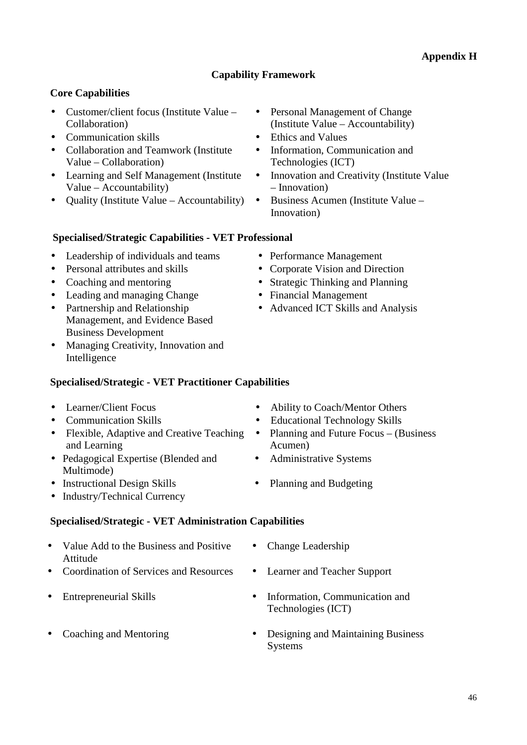**Appendix H**

## Capability Framework

### Core Capabilities

- Customer/client focus (Institute Value – Collaboration)
- Communication skills
- Collaboration and Teamwork (Institute Value – Collaboration)
- Learning and Self Management (Institute Value – Accountability)
- Quality (Institute Value – Accountability)
- Personal Management of Change (Institute Value – Accountability)
- Ethics and Values
- Information, Communication and Technologies (ICT)
- Innovation and Creativity (Institute Value – Innovation)
- Business Acumen (Institute Value – Innovation)

### Specialised/Strategic Capabilities - VET Professional

- Leadership of individuals and teams
- Personal attributes and skills
- Coaching and mentoring
- Leading and managing Change
- Partnership and Relationship Management, and Evidence Based Business Development
- Managing Creativity, Innovation and Intelligence
- Performance Management
- Corporate Vision and Direction
- Strategic Thinking and Planning
- Financial Management
- Advanced ICT Skills and Analysis

### Specialised/Strategic - VET Practitioner Capabilities

- Learner/Client Focus
- Communication Skills
- Flexible, Adaptive and Creative Teaching and Learning
- Pedagogical Expertise (Blended and Multimode)
- Instructional Design Skills
- Industry/Technical Currency
- Ability to Coach/Mentor Others
- Educational Technology Skills
- Planning and Future Focus – (Business Acumen)
- Administrative Systems
- Planning and Budgeting

### Specialised/Strategic - VET Administration Capabilities

- Value Add to the Business and Positive Attitude
- Coordination of Services and Resources
- Entrepreneurial Skills
- Coaching and Mentoring
- Change Leadership
- Learner and Teacher Support
- Information, Communication and Technologies (ICT)
- Designing and Maintaining Business Systems